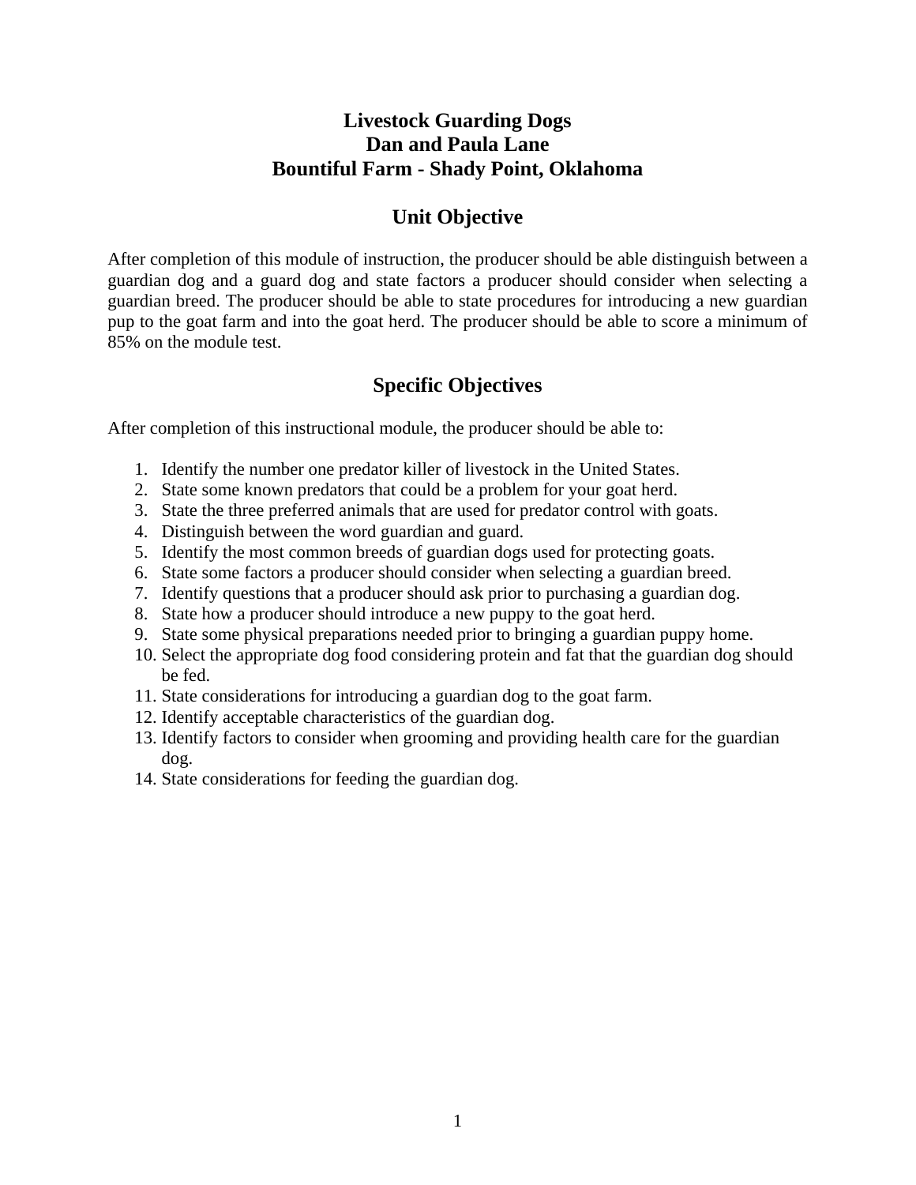# Livestock Guarding Dogs
# Dan and Paula Lane
# Bountiful Farm - Shady Point, Oklahoma

## Unit Objective

After completion of this module of instruction, the producer should be able distinguish between a guardian dog and a guard dog and state factors a producer should consider when selecting a guardian breed. The producer should be able to state procedures for introducing a new guardian pup to the goat farm and into the goat herd. The producer should be able to score a minimum of 85% on the module test.

## Specific Objectives

After completion of this instructional module, the producer should be able to:

1. Identify the number one predator killer of livestock in the United States.
2. State some known predators that could be a problem for your goat herd.
3. State the three preferred animals that are used for predator control with goats.
4. Distinguish between the word guardian and guard.
5. Identify the most common breeds of guardian dogs used for protecting goats.
6. State some factors a producer should consider when selecting a guardian breed.
7. Identify questions that a producer should ask prior to purchasing a guardian dog.
8. State how a producer should introduce a new puppy to the goat herd.
9. State some physical preparations needed prior to bringing a guardian puppy home.
10. Select the appropriate dog food considering protein and fat that the guardian dog should be fed.
11. State considerations for introducing a guardian dog to the goat farm.
12. Identify acceptable characteristics of the guardian dog.
13. Identify factors to consider when grooming and providing health care for the guardian dog.
14. State considerations for feeding the guardian dog.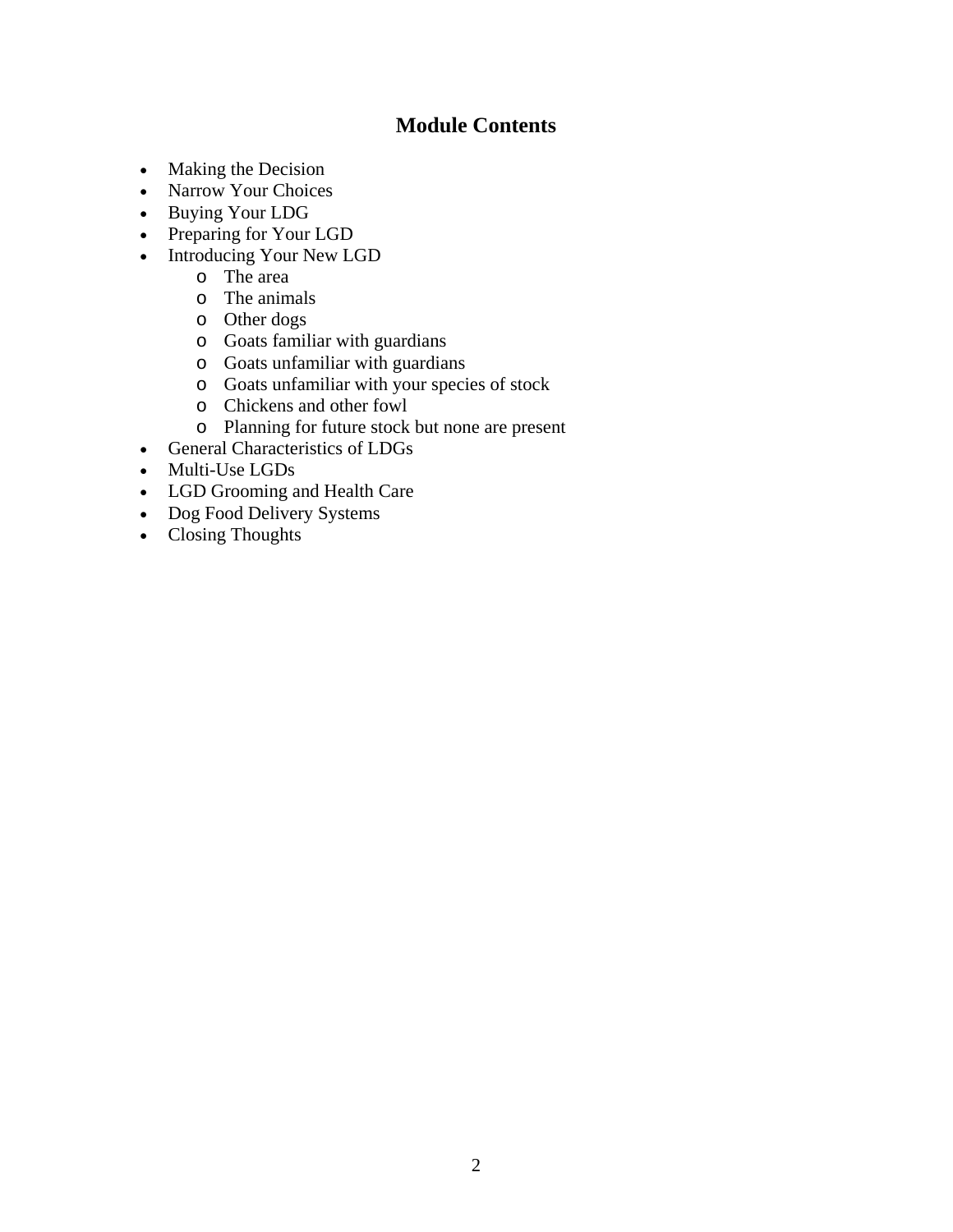## Module Contents

- Making the Decision
- Narrow Your Choices
- Buying Your LDG
- Preparing for Your LGD
- Introducing Your New LGD
  - The area
  - The animals
  - Other dogs
  - Goats familiar with guardians
  - Goats unfamiliar with guardians
  - Goats unfamiliar with your species of stock
  - Chickens and other fowl
  - Planning for future stock but none are present
- General Characteristics of LDGs
- Multi-Use LGDs
- LGD Grooming and Health Care
- Dog Food Delivery Systems
- Closing Thoughts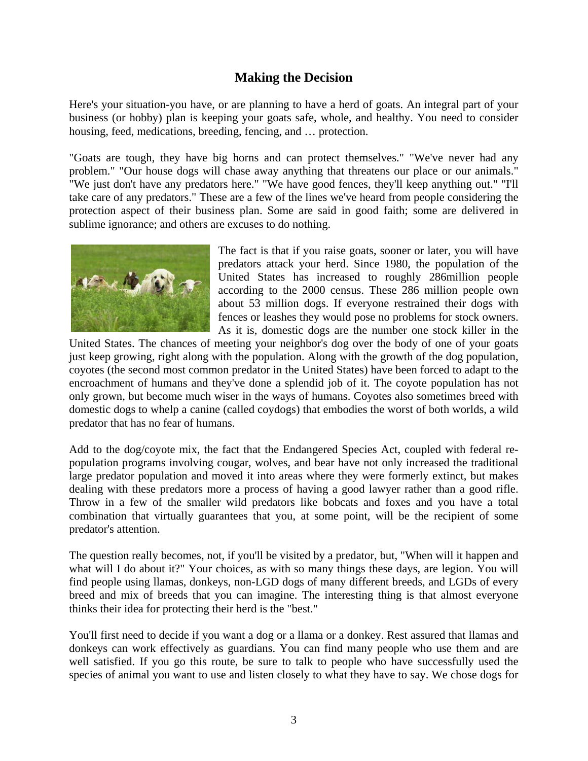## Making the Decision

Here's your situation-you have, or are planning to have a herd of goats. An integral part of your business (or hobby) plan is keeping your goats safe, whole, and healthy. You need to consider housing, feed, medications, breeding, fencing, and … protection.

"Goats are tough, they have big horns and can protect themselves." "We've never had any problem." "Our house dogs will chase away anything that threatens our place or our animals." "We just don't have any predators here." "We have good fences, they'll keep anything out." "I'll take care of any predators." These are a few of the lines we've heard from people considering the protection aspect of their business plan. Some are said in good faith; some are delivered in sublime ignorance; and others are excuses to do nothing.

The fact is that if you raise goats, sooner or later, you will have predators attack your herd. Since 1980, the population of the United States has increased to roughly 286million people according to the 2000 census. These 286 million people own about 53 million dogs. If everyone restrained their dogs with fences or leashes they would pose no problems for stock owners. As it is, domestic dogs are the number one stock killer in the United States. The chances of meeting your neighbor's dog over the body of one of your goats just keep growing, right along with the population. Along with the growth of the dog population, coyotes (the second most common predator in the United States) have been forced to adapt to the encroachment of humans and they've done a splendid job of it. The coyote population has not only grown, but become much wiser in the ways of humans. Coyotes also sometimes breed with domestic dogs to whelp a canine (called coydogs) that embodies the worst of both worlds, a wild predator that has no fear of humans.

Add to the dog/coyote mix, the fact that the Endangered Species Act, coupled with federal re-population programs involving cougar, wolves, and bear have not only increased the traditional large predator population and moved it into areas where they were formerly extinct, but makes dealing with these predators more a process of having a good lawyer rather than a good rifle. Throw in a few of the smaller wild predators like bobcats and foxes and you have a total combination that virtually guarantees that you, at some point, will be the recipient of some predator's attention.

The question really becomes, not, if you'll be visited by a predator, but, "When will it happen and what will I do about it?" Your choices, as with so many things these days, are legion. You will find people using llamas, donkeys, non-LGD dogs of many different breeds, and LGDs of every breed and mix of breeds that you can imagine. The interesting thing is that almost everyone thinks their idea for protecting their herd is the "best."

You'll first need to decide if you want a dog or a llama or a donkey. Rest assured that llamas and donkeys can work effectively as guardians. You can find many people who use them and are well satisfied. If you go this route, be sure to talk to people who have successfully used the species of animal you want to use and listen closely to what they have to say. We chose dogs for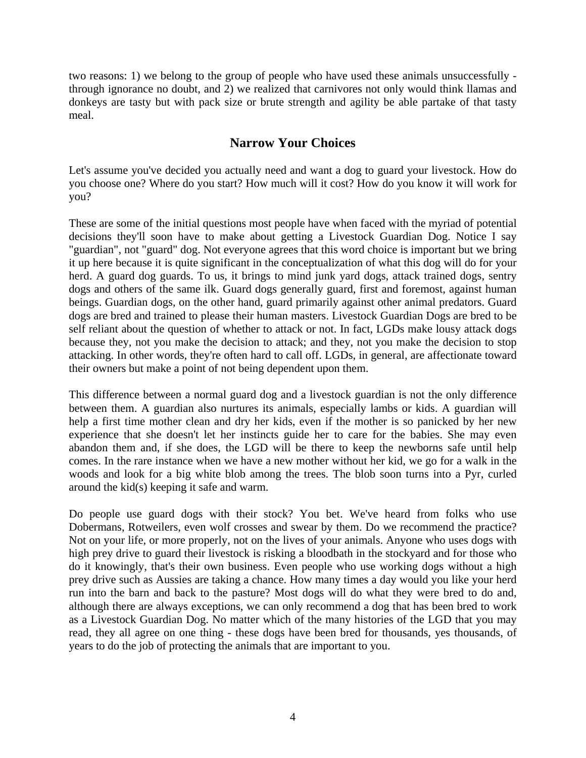two reasons: 1) we belong to the group of people who have used these animals unsuccessfully - through ignorance no doubt, and 2) we realized that carnivores not only would think llamas and donkeys are tasty but with pack size or brute strength and agility be able partake of that tasty meal.

## Narrow Your Choices

Let's assume you've decided you actually need and want a dog to guard your livestock. How do you choose one? Where do you start? How much will it cost? How do you know it will work for you?

These are some of the initial questions most people have when faced with the myriad of potential decisions they'll soon have to make about getting a Livestock Guardian Dog. Notice I say "guardian", not "guard" dog. Not everyone agrees that this word choice is important but we bring it up here because it is quite significant in the conceptualization of what this dog will do for your herd. A guard dog guards. To us, it brings to mind junk yard dogs, attack trained dogs, sentry dogs and others of the same ilk. Guard dogs generally guard, first and foremost, against human beings. Guardian dogs, on the other hand, guard primarily against other animal predators. Guard dogs are bred and trained to please their human masters. Livestock Guardian Dogs are bred to be self reliant about the question of whether to attack or not. In fact, LGDs make lousy attack dogs because they, not you make the decision to attack; and they, not you make the decision to stop attacking. In other words, they're often hard to call off. LGDs, in general, are affectionate toward their owners but make a point of not being dependent upon them.

This difference between a normal guard dog and a livestock guardian is not the only difference between them. A guardian also nurtures its animals, especially lambs or kids. A guardian will help a first time mother clean and dry her kids, even if the mother is so panicked by her new experience that she doesn't let her instincts guide her to care for the babies. She may even abandon them and, if she does, the LGD will be there to keep the newborns safe until help comes. In the rare instance when we have a new mother without her kid, we go for a walk in the woods and look for a big white blob among the trees. The blob soon turns into a Pyr, curled around the kid(s) keeping it safe and warm.

Do people use guard dogs with their stock? You bet. We've heard from folks who use Dobermans, Rotweilers, even wolf crosses and swear by them. Do we recommend the practice? Not on your life, or more properly, not on the lives of your animals. Anyone who uses dogs with high prey drive to guard their livestock is risking a bloodbath in the stockyard and for those who do it knowingly, that's their own business. Even people who use working dogs without a high prey drive such as Aussies are taking a chance. How many times a day would you like your herd run into the barn and back to the pasture? Most dogs will do what they were bred to do and, although there are always exceptions, we can only recommend a dog that has been bred to work as a Livestock Guardian Dog. No matter which of the many histories of the LGD that you may read, they all agree on one thing - these dogs have been bred for thousands, yes thousands, of years to do the job of protecting the animals that are important to you.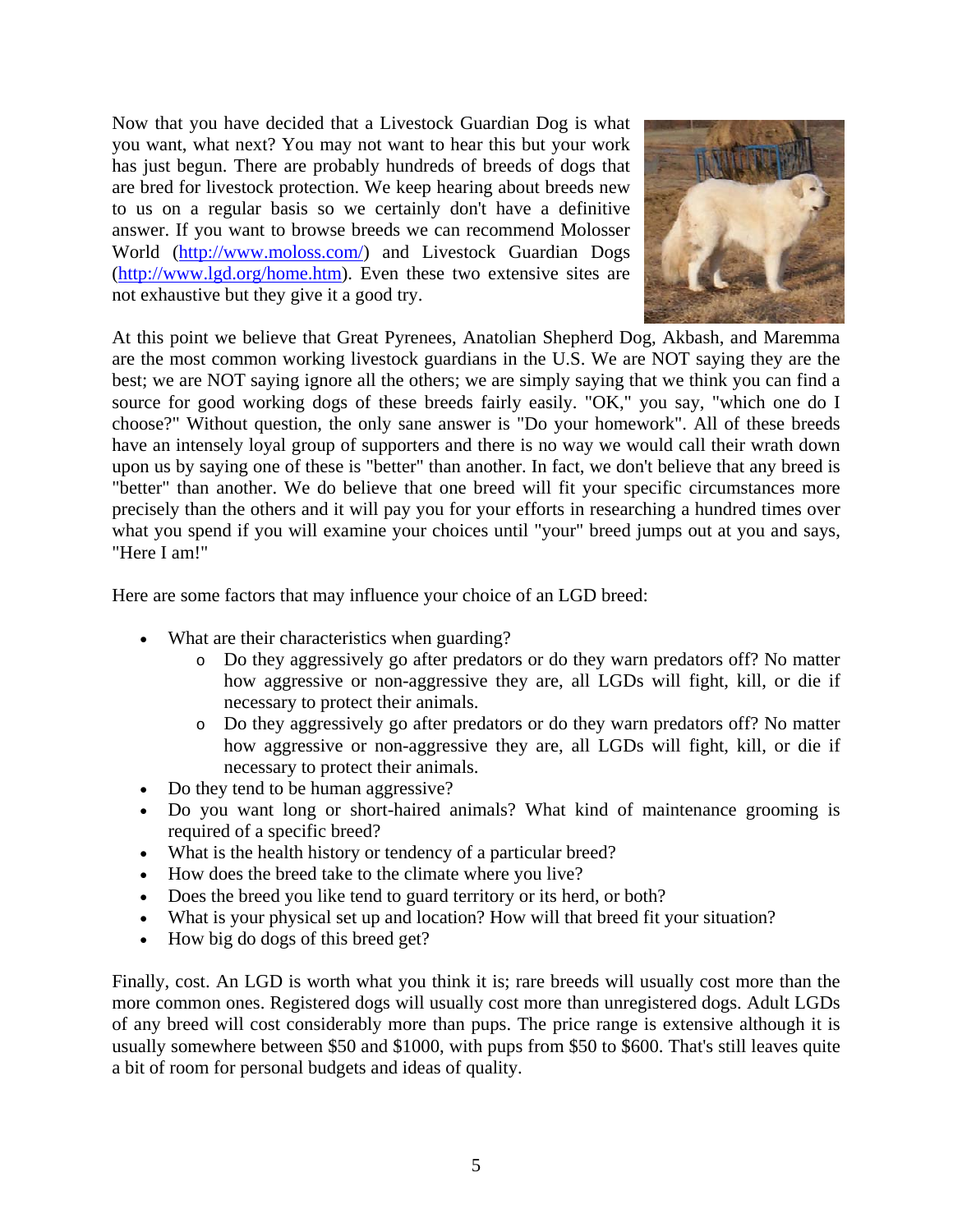Now that you have decided that a Livestock Guardian Dog is what you want, what next? You may not want to hear this but your work has just begun. There are probably hundreds of breeds of dogs that are bred for livestock protection. We keep hearing about breeds new to us on a regular basis so we certainly don't have a definitive answer. If you want to browse breeds we can recommend Molosser World (http://www.moloss.com/) and Livestock Guardian Dogs (http://www.lgd.org/home.htm). Even these two extensive sites are not exhaustive but they give it a good try.

At this point we believe that Great Pyrenees, Anatolian Shepherd Dog, Akbash, and Maremma are the most common working livestock guardians in the U.S. We are NOT saying they are the best; we are NOT saying ignore all the others; we are simply saying that we think you can find a source for good working dogs of these breeds fairly easily. "OK," you say, "which one do I choose?" Without question, the only sane answer is "Do your homework". All of these breeds have an intensely loyal group of supporters and there is no way we would call their wrath down upon us by saying one of these is "better" than another. In fact, we don't believe that any breed is "better" than another. We do believe that one breed will fit your specific circumstances more precisely than the others and it will pay you for your efforts in researching a hundred times over what you spend if you will examine your choices until "your" breed jumps out at you and says, "Here I am!"

Here are some factors that may influence your choice of an LGD breed:

- What are their characteristics when guarding?
  - Do they aggressively go after predators or do they warn predators off? No matter how aggressive or non-aggressive they are, all LGDs will fight, kill, or die if necessary to protect their animals.
  - Do they aggressively go after predators or do they warn predators off? No matter how aggressive or non-aggressive they are, all LGDs will fight, kill, or die if necessary to protect their animals.
- Do they tend to be human aggressive?
- Do you want long or short-haired animals? What kind of maintenance grooming is required of a specific breed?
- What is the health history or tendency of a particular breed?
- How does the breed take to the climate where you live?
- Does the breed you like tend to guard territory or its herd, or both?
- What is your physical set up and location? How will that breed fit your situation?
- How big do dogs of this breed get?

Finally, cost. An LGD is worth what you think it is; rare breeds will usually cost more than the more common ones. Registered dogs will usually cost more than unregistered dogs. Adult LGDs of any breed will cost considerably more than pups. The price range is extensive although it is usually somewhere between $50 and $1000, with pups from $50 to $600. That's still leaves quite a bit of room for personal budgets and ideas of quality.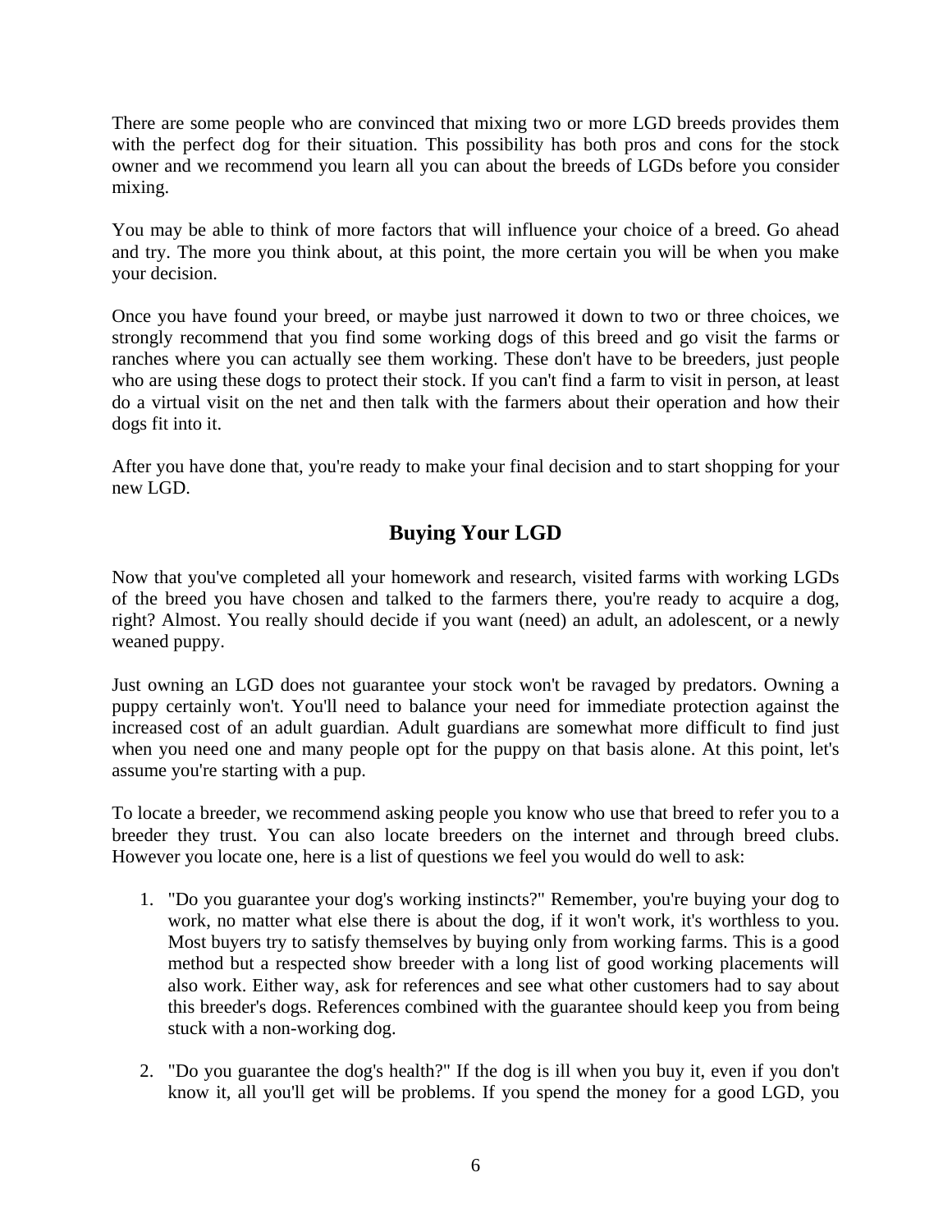There are some people who are convinced that mixing two or more LGD breeds provides them with the perfect dog for their situation. This possibility has both pros and cons for the stock owner and we recommend you learn all you can about the breeds of LGDs before you consider mixing.

You may be able to think of more factors that will influence your choice of a breed. Go ahead and try. The more you think about, at this point, the more certain you will be when you make your decision.

Once you have found your breed, or maybe just narrowed it down to two or three choices, we strongly recommend that you find some working dogs of this breed and go visit the farms or ranches where you can actually see them working. These don't have to be breeders, just people who are using these dogs to protect their stock. If you can't find a farm to visit in person, at least do a virtual visit on the net and then talk with the farmers about their operation and how their dogs fit into it.

After you have done that, you're ready to make your final decision and to start shopping for your new LGD.

## Buying Your LGD

Now that you've completed all your homework and research, visited farms with working LGDs of the breed you have chosen and talked to the farmers there, you're ready to acquire a dog, right? Almost. You really should decide if you want (need) an adult, an adolescent, or a newly weaned puppy.

Just owning an LGD does not guarantee your stock won't be ravaged by predators. Owning a puppy certainly won't. You'll need to balance your need for immediate protection against the increased cost of an adult guardian. Adult guardians are somewhat more difficult to find just when you need one and many people opt for the puppy on that basis alone. At this point, let's assume you're starting with a pup.

To locate a breeder, we recommend asking people you know who use that breed to refer you to a breeder they trust. You can also locate breeders on the internet and through breed clubs. However you locate one, here is a list of questions we feel you would do well to ask:

1. "Do you guarantee your dog's working instincts?" Remember, you're buying your dog to work, no matter what else there is about the dog, if it won't work, it's worthless to you. Most buyers try to satisfy themselves by buying only from working farms. This is a good method but a respected show breeder with a long list of good working placements will also work. Either way, ask for references and see what other customers had to say about this breeder's dogs. References combined with the guarantee should keep you from being stuck with a non-working dog.

2. "Do you guarantee the dog's health?" If the dog is ill when you buy it, even if you don't know it, all you'll get will be problems. If you spend the money for a good LGD, you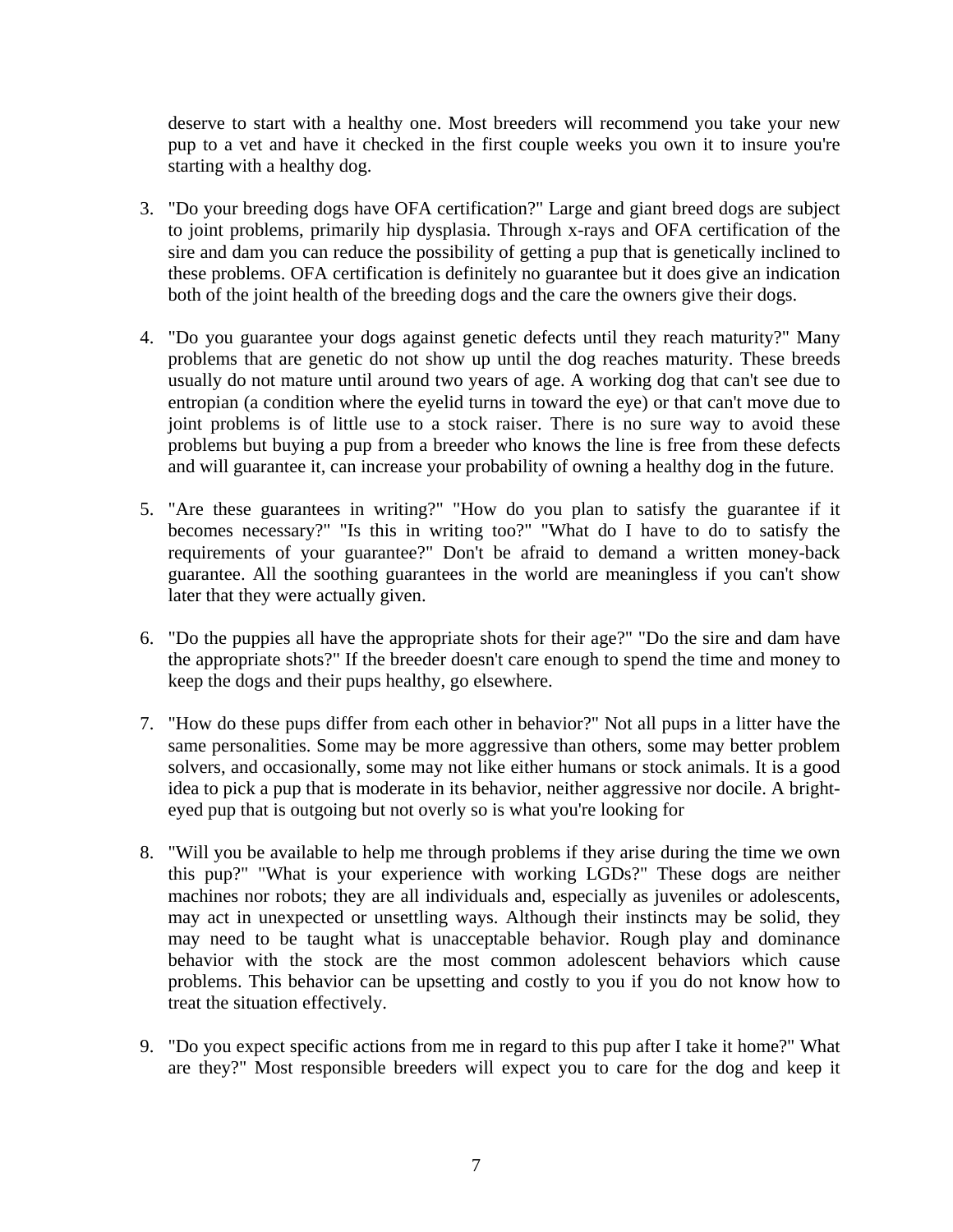deserve to start with a healthy one. Most breeders will recommend you take your new pup to a vet and have it checked in the first couple weeks you own it to insure you're starting with a healthy dog.

3. "Do your breeding dogs have OFA certification?" Large and giant breed dogs are subject to joint problems, primarily hip dysplasia. Through x-rays and OFA certification of the sire and dam you can reduce the possibility of getting a pup that is genetically inclined to these problems. OFA certification is definitely no guarantee but it does give an indication both of the joint health of the breeding dogs and the care the owners give their dogs.

4. "Do you guarantee your dogs against genetic defects until they reach maturity?" Many problems that are genetic do not show up until the dog reaches maturity. These breeds usually do not mature until around two years of age. A working dog that can't see due to entropian (a condition where the eyelid turns in toward the eye) or that can't move due to joint problems is of little use to a stock raiser. There is no sure way to avoid these problems but buying a pup from a breeder who knows the line is free from these defects and will guarantee it, can increase your probability of owning a healthy dog in the future.

5. "Are these guarantees in writing?" "How do you plan to satisfy the guarantee if it becomes necessary?" "Is this in writing too?" "What do I have to do to satisfy the requirements of your guarantee?" Don't be afraid to demand a written money-back guarantee. All the soothing guarantees in the world are meaningless if you can't show later that they were actually given.

6. "Do the puppies all have the appropriate shots for their age?" "Do the sire and dam have the appropriate shots?" If the breeder doesn't care enough to spend the time and money to keep the dogs and their pups healthy, go elsewhere.

7. "How do these pups differ from each other in behavior?" Not all pups in a litter have the same personalities. Some may be more aggressive than others, some may better problem solvers, and occasionally, some may not like either humans or stock animals. It is a good idea to pick a pup that is moderate in its behavior, neither aggressive nor docile. A bright-eyed pup that is outgoing but not overly so is what you're looking for

8. "Will you be available to help me through problems if they arise during the time we own this pup?" "What is your experience with working LGDs?" These dogs are neither machines nor robots; they are all individuals and, especially as juveniles or adolescents, may act in unexpected or unsettling ways. Although their instincts may be solid, they may need to be taught what is unacceptable behavior. Rough play and dominance behavior with the stock are the most common adolescent behaviors which cause problems. This behavior can be upsetting and costly to you if you do not know how to treat the situation effectively.

9. "Do you expect specific actions from me in regard to this pup after I take it home?" What are they?" Most responsible breeders will expect you to care for the dog and keep it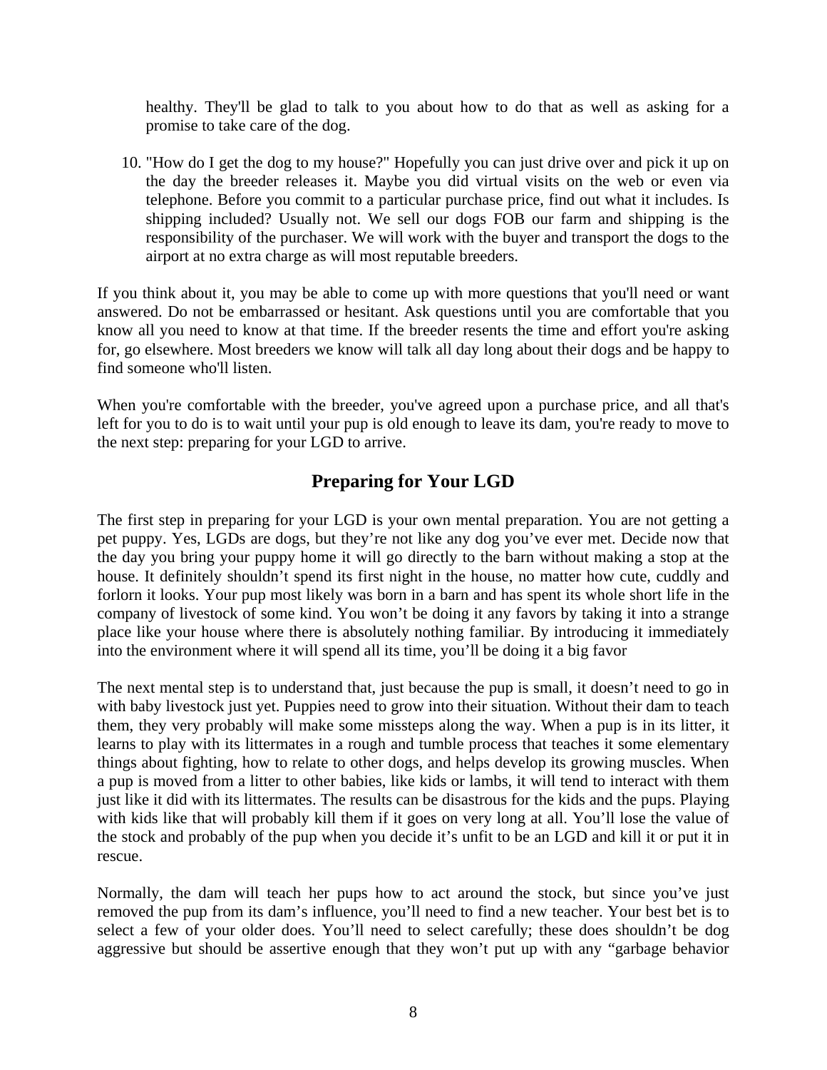healthy. They'll be glad to talk to you about how to do that as well as asking for a promise to take care of the dog.

10. "How do I get the dog to my house?" Hopefully you can just drive over and pick it up on the day the breeder releases it. Maybe you did virtual visits on the web or even via telephone. Before you commit to a particular purchase price, find out what it includes. Is shipping included? Usually not. We sell our dogs FOB our farm and shipping is the responsibility of the purchaser. We will work with the buyer and transport the dogs to the airport at no extra charge as will most reputable breeders.

If you think about it, you may be able to come up with more questions that you'll need or want answered. Do not be embarrassed or hesitant. Ask questions until you are comfortable that you know all you need to know at that time. If the breeder resents the time and effort you're asking for, go elsewhere. Most breeders we know will talk all day long about their dogs and be happy to find someone who'll listen.

When you're comfortable with the breeder, you've agreed upon a purchase price, and all that's left for you to do is to wait until your pup is old enough to leave its dam, you're ready to move to the next step: preparing for your LGD to arrive.

## Preparing for Your LGD

The first step in preparing for your LGD is your own mental preparation. You are not getting a pet puppy. Yes, LGDs are dogs, but they're not like any dog you've ever met. Decide now that the day you bring your puppy home it will go directly to the barn without making a stop at the house. It definitely shouldn't spend its first night in the house, no matter how cute, cuddly and forlorn it looks. Your pup most likely was born in a barn and has spent its whole short life in the company of livestock of some kind. You won't be doing it any favors by taking it into a strange place like your house where there is absolutely nothing familiar. By introducing it immediately into the environment where it will spend all its time, you'll be doing it a big favor

The next mental step is to understand that, just because the pup is small, it doesn't need to go in with baby livestock just yet. Puppies need to grow into their situation. Without their dam to teach them, they very probably will make some missteps along the way. When a pup is in its litter, it learns to play with its littermates in a rough and tumble process that teaches it some elementary things about fighting, how to relate to other dogs, and helps develop its growing muscles. When a pup is moved from a litter to other babies, like kids or lambs, it will tend to interact with them just like it did with its littermates. The results can be disastrous for the kids and the pups. Playing with kids like that will probably kill them if it goes on very long at all. You'll lose the value of the stock and probably of the pup when you decide it's unfit to be an LGD and kill it or put it in rescue.

Normally, the dam will teach her pups how to act around the stock, but since you've just removed the pup from its dam's influence, you'll need to find a new teacher. Your best bet is to select a few of your older does. You'll need to select carefully; these does shouldn't be dog aggressive but should be assertive enough that they won't put up with any "garbage behavior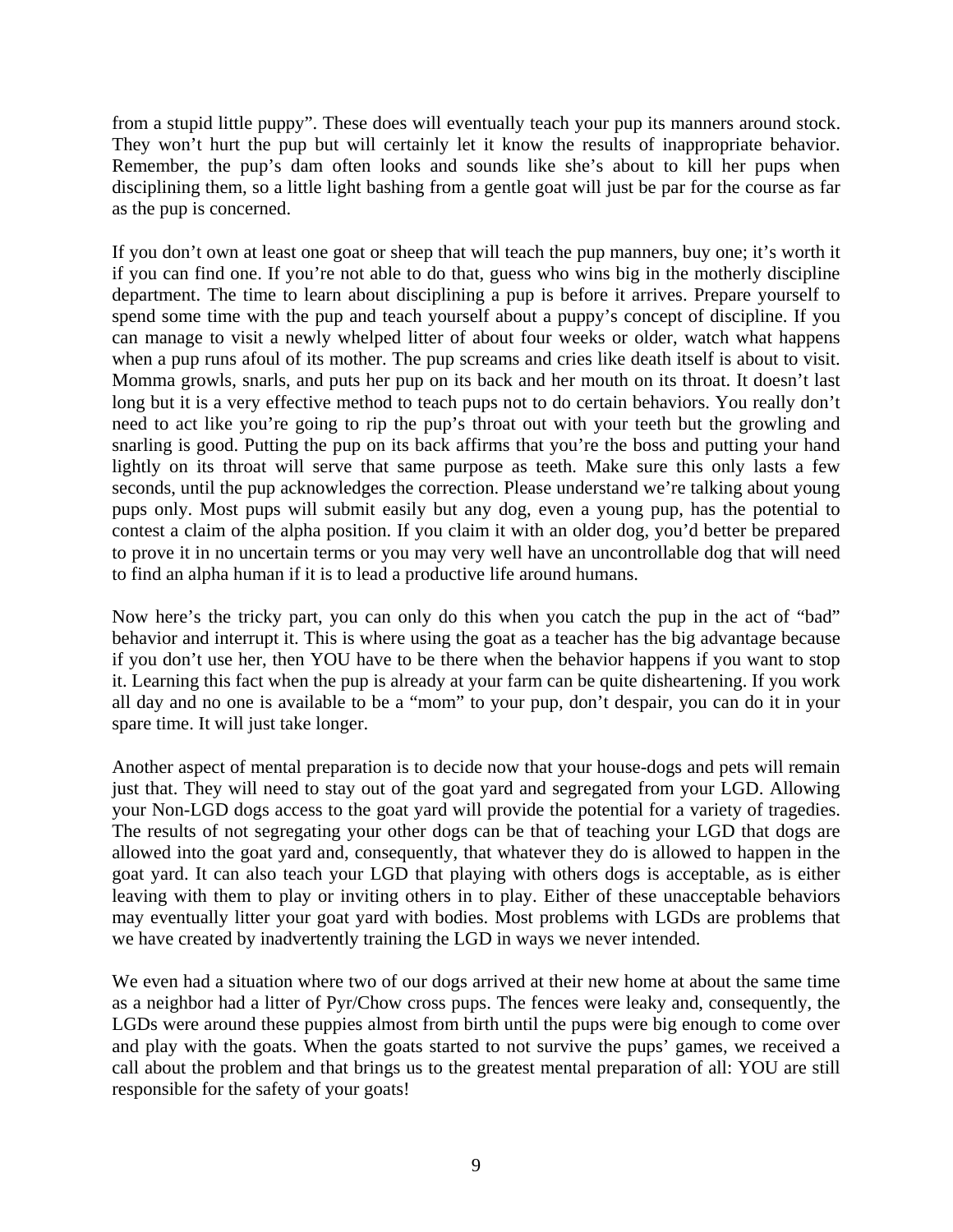from a stupid little puppy". These does will eventually teach your pup its manners around stock. They won't hurt the pup but will certainly let it know the results of inappropriate behavior. Remember, the pup's dam often looks and sounds like she's about to kill her pups when disciplining them, so a little light bashing from a gentle goat will just be par for the course as far as the pup is concerned.

If you don't own at least one goat or sheep that will teach the pup manners, buy one; it's worth it if you can find one. If you're not able to do that, guess who wins big in the motherly discipline department. The time to learn about disciplining a pup is before it arrives. Prepare yourself to spend some time with the pup and teach yourself about a puppy's concept of discipline. If you can manage to visit a newly whelped litter of about four weeks or older, watch what happens when a pup runs afoul of its mother. The pup screams and cries like death itself is about to visit. Momma growls, snarls, and puts her pup on its back and her mouth on its throat. It doesn't last long but it is a very effective method to teach pups not to do certain behaviors. You really don't need to act like you're going to rip the pup's throat out with your teeth but the growling and snarling is good. Putting the pup on its back affirms that you're the boss and putting your hand lightly on its throat will serve that same purpose as teeth. Make sure this only lasts a few seconds, until the pup acknowledges the correction. Please understand we're talking about young pups only. Most pups will submit easily but any dog, even a young pup, has the potential to contest a claim of the alpha position. If you claim it with an older dog, you'd better be prepared to prove it in no uncertain terms or you may very well have an uncontrollable dog that will need to find an alpha human if it is to lead a productive life around humans.

Now here's the tricky part, you can only do this when you catch the pup in the act of "bad" behavior and interrupt it. This is where using the goat as a teacher has the big advantage because if you don't use her, then YOU have to be there when the behavior happens if you want to stop it. Learning this fact when the pup is already at your farm can be quite disheartening. If you work all day and no one is available to be a "mom" to your pup, don't despair, you can do it in your spare time. It will just take longer.

Another aspect of mental preparation is to decide now that your house-dogs and pets will remain just that. They will need to stay out of the goat yard and segregated from your LGD. Allowing your Non-LGD dogs access to the goat yard will provide the potential for a variety of tragedies. The results of not segregating your other dogs can be that of teaching your LGD that dogs are allowed into the goat yard and, consequently, that whatever they do is allowed to happen in the goat yard. It can also teach your LGD that playing with others dogs is acceptable, as is either leaving with them to play or inviting others in to play. Either of these unacceptable behaviors may eventually litter your goat yard with bodies. Most problems with LGDs are problems that we have created by inadvertently training the LGD in ways we never intended.

We even had a situation where two of our dogs arrived at their new home at about the same time as a neighbor had a litter of Pyr/Chow cross pups. The fences were leaky and, consequently, the LGDs were around these puppies almost from birth until the pups were big enough to come over and play with the goats. When the goats started to not survive the pups' games, we received a call about the problem and that brings us to the greatest mental preparation of all: YOU are still responsible for the safety of your goats!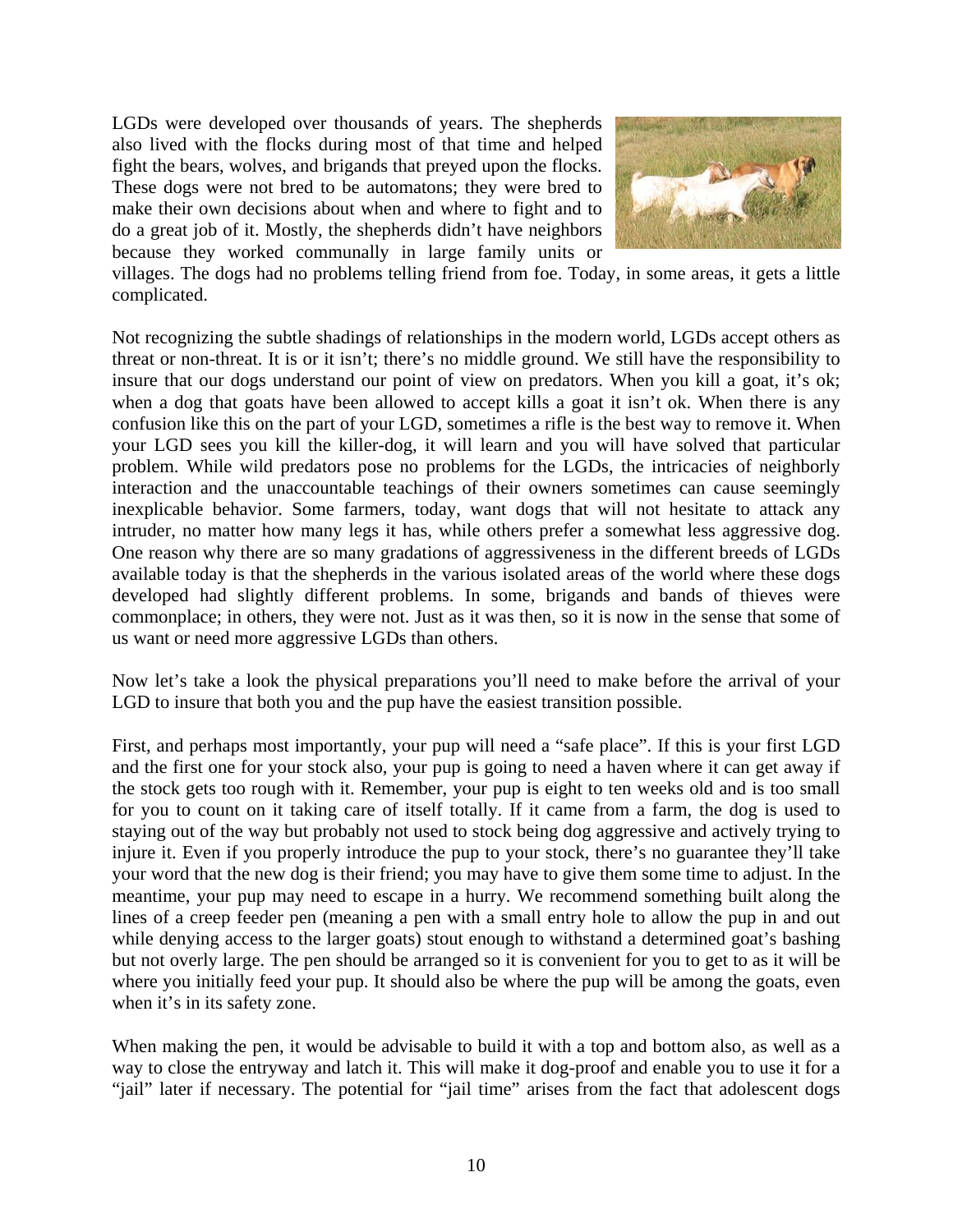LGDs were developed over thousands of years. The shepherds also lived with the flocks during most of that time and helped fight the bears, wolves, and brigands that preyed upon the flocks. These dogs were not bred to be automatons; they were bred to make their own decisions about when and where to fight and to do a great job of it. Mostly, the shepherds didn't have neighbors because they worked communally in large family units or villages. The dogs had no problems telling friend from foe. Today, in some areas, it gets a little complicated.

Not recognizing the subtle shadings of relationships in the modern world, LGDs accept others as threat or non-threat. It is or it isn't; there's no middle ground. We still have the responsibility to insure that our dogs understand our point of view on predators. When you kill a goat, it's ok; when a dog that goats have been allowed to accept kills a goat it isn't ok. When there is any confusion like this on the part of your LGD, sometimes a rifle is the best way to remove it. When your LGD sees you kill the killer-dog, it will learn and you will have solved that particular problem. While wild predators pose no problems for the LGDs, the intricacies of neighborly interaction and the unaccountable teachings of their owners sometimes can cause seemingly inexplicable behavior. Some farmers, today, want dogs that will not hesitate to attack any intruder, no matter how many legs it has, while others prefer a somewhat less aggressive dog. One reason why there are so many gradations of aggressiveness in the different breeds of LGDs available today is that the shepherds in the various isolated areas of the world where these dogs developed had slightly different problems. In some, brigands and bands of thieves were commonplace; in others, they were not. Just as it was then, so it is now in the sense that some of us want or need more aggressive LGDs than others.

Now let's take a look the physical preparations you'll need to make before the arrival of your LGD to insure that both you and the pup have the easiest transition possible.

First, and perhaps most importantly, your pup will need a "safe place". If this is your first LGD and the first one for your stock also, your pup is going to need a haven where it can get away if the stock gets too rough with it. Remember, your pup is eight to ten weeks old and is too small for you to count on it taking care of itself totally. If it came from a farm, the dog is used to staying out of the way but probably not used to stock being dog aggressive and actively trying to injure it. Even if you properly introduce the pup to your stock, there's no guarantee they'll take your word that the new dog is their friend; you may have to give them some time to adjust. In the meantime, your pup may need to escape in a hurry. We recommend something built along the lines of a creep feeder pen (meaning a pen with a small entry hole to allow the pup in and out while denying access to the larger goats) stout enough to withstand a determined goat's bashing but not overly large. The pen should be arranged so it is convenient for you to get to as it will be where you initially feed your pup. It should also be where the pup will be among the goats, even when it's in its safety zone.

When making the pen, it would be advisable to build it with a top and bottom also, as well as a way to close the entryway and latch it. This will make it dog-proof and enable you to use it for a "jail" later if necessary. The potential for "jail time" arises from the fact that adolescent dogs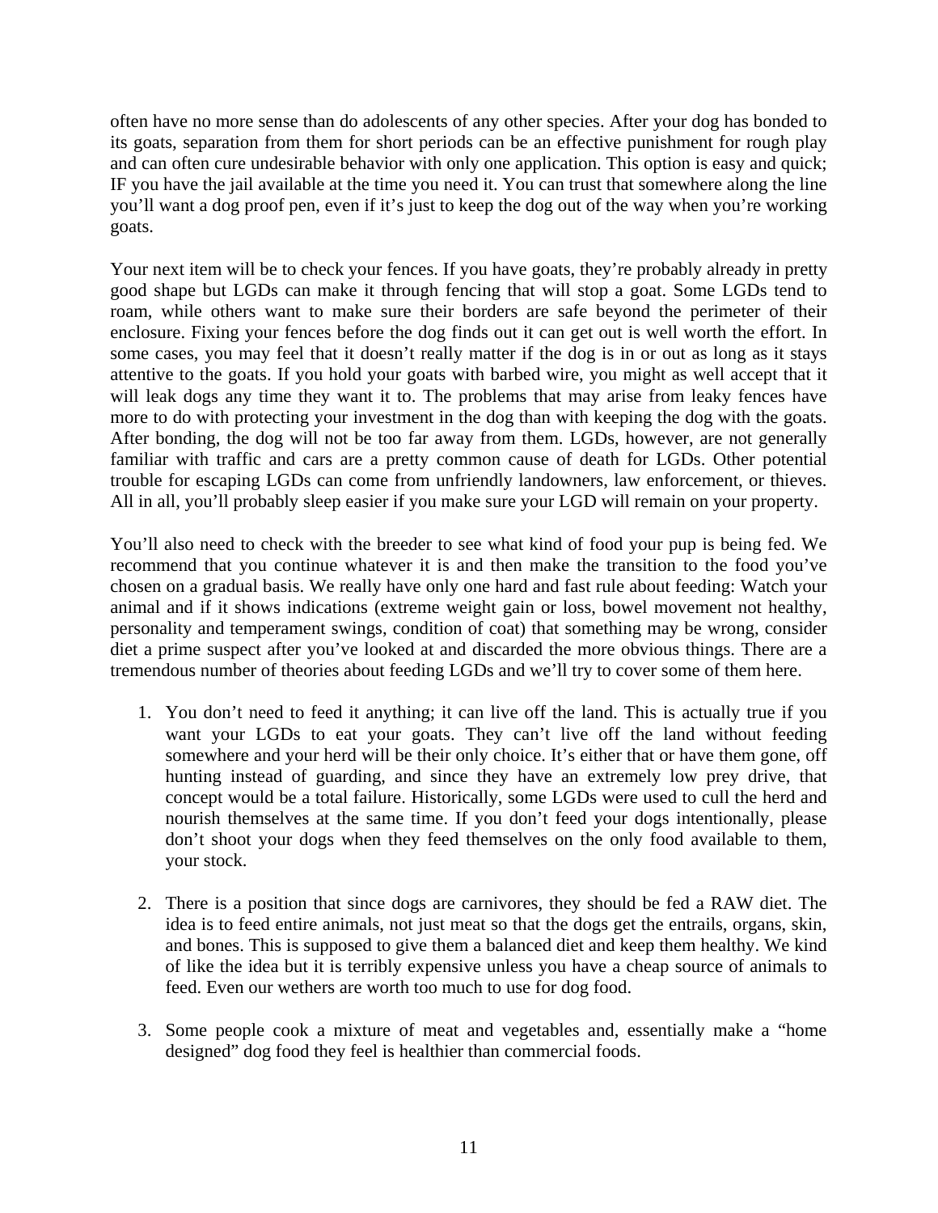often have no more sense than do adolescents of any other species. After your dog has bonded to its goats, separation from them for short periods can be an effective punishment for rough play and can often cure undesirable behavior with only one application. This option is easy and quick; IF you have the jail available at the time you need it. You can trust that somewhere along the line you'll want a dog proof pen, even if it's just to keep the dog out of the way when you're working goats.

Your next item will be to check your fences. If you have goats, they're probably already in pretty good shape but LGDs can make it through fencing that will stop a goat. Some LGDs tend to roam, while others want to make sure their borders are safe beyond the perimeter of their enclosure. Fixing your fences before the dog finds out it can get out is well worth the effort. In some cases, you may feel that it doesn't really matter if the dog is in or out as long as it stays attentive to the goats. If you hold your goats with barbed wire, you might as well accept that it will leak dogs any time they want it to. The problems that may arise from leaky fences have more to do with protecting your investment in the dog than with keeping the dog with the goats. After bonding, the dog will not be too far away from them. LGDs, however, are not generally familiar with traffic and cars are a pretty common cause of death for LGDs. Other potential trouble for escaping LGDs can come from unfriendly landowners, law enforcement, or thieves. All in all, you'll probably sleep easier if you make sure your LGD will remain on your property.

You'll also need to check with the breeder to see what kind of food your pup is being fed. We recommend that you continue whatever it is and then make the transition to the food you've chosen on a gradual basis. We really have only one hard and fast rule about feeding: Watch your animal and if it shows indications (extreme weight gain or loss, bowel movement not healthy, personality and temperament swings, condition of coat) that something may be wrong, consider diet a prime suspect after you've looked at and discarded the more obvious things. There are a tremendous number of theories about feeding LGDs and we'll try to cover some of them here.

1. You don't need to feed it anything; it can live off the land. This is actually true if you want your LGDs to eat your goats. They can't live off the land without feeding somewhere and your herd will be their only choice. It's either that or have them gone, off hunting instead of guarding, and since they have an extremely low prey drive, that concept would be a total failure. Historically, some LGDs were used to cull the herd and nourish themselves at the same time. If you don't feed your dogs intentionally, please don't shoot your dogs when they feed themselves on the only food available to them, your stock.

2. There is a position that since dogs are carnivores, they should be fed a RAW diet. The idea is to feed entire animals, not just meat so that the dogs get the entrails, organs, skin, and bones. This is supposed to give them a balanced diet and keep them healthy. We kind of like the idea but it is terribly expensive unless you have a cheap source of animals to feed. Even our wethers are worth too much to use for dog food.

3. Some people cook a mixture of meat and vegetables and, essentially make a "home designed" dog food they feel is healthier than commercial foods.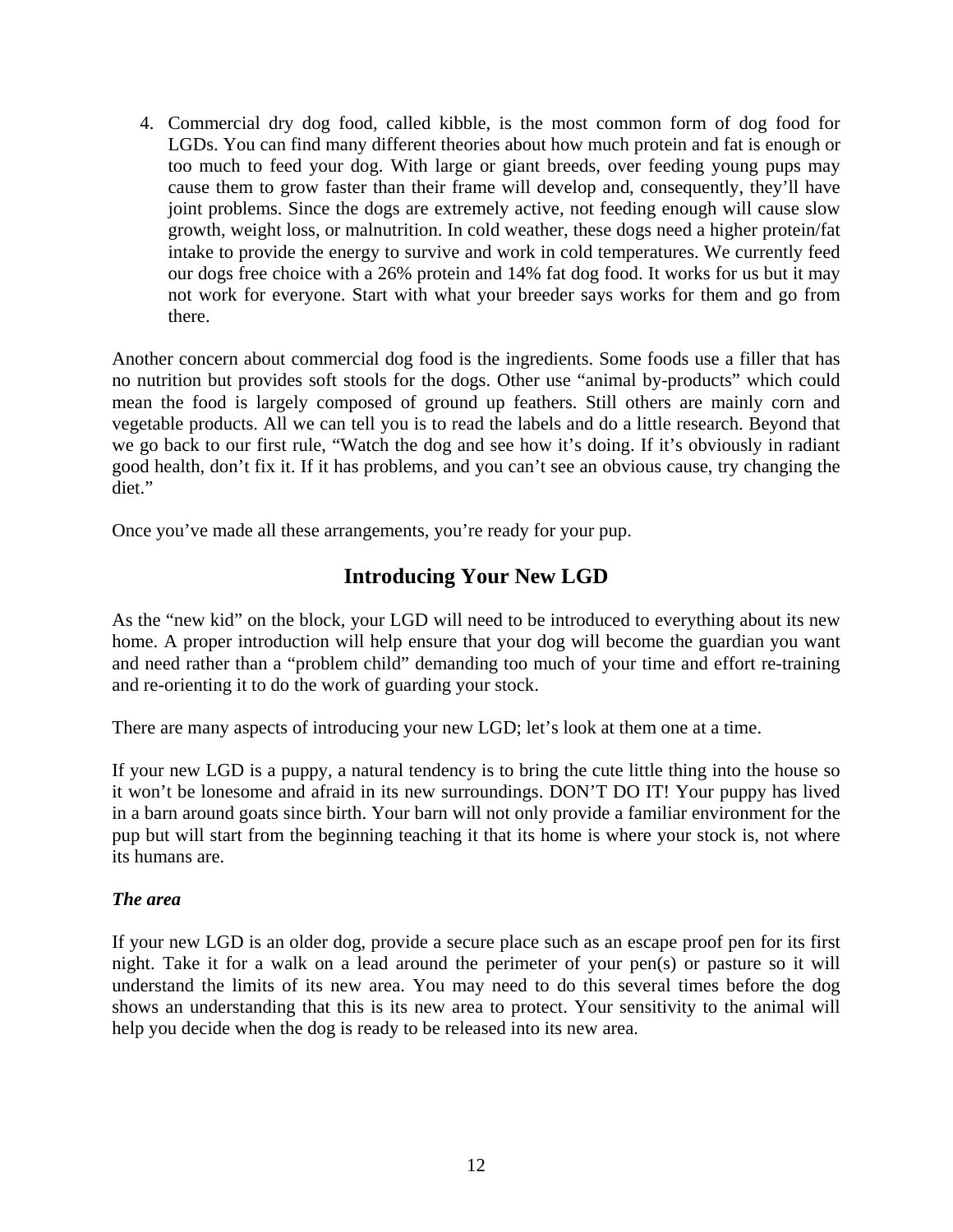4. Commercial dry dog food, called kibble, is the most common form of dog food for LGDs. You can find many different theories about how much protein and fat is enough or too much to feed your dog. With large or giant breeds, over feeding young pups may cause them to grow faster than their frame will develop and, consequently, they'll have joint problems. Since the dogs are extremely active, not feeding enough will cause slow growth, weight loss, or malnutrition. In cold weather, these dogs need a higher protein/fat intake to provide the energy to survive and work in cold temperatures. We currently feed our dogs free choice with a 26% protein and 14% fat dog food. It works for us but it may not work for everyone. Start with what your breeder says works for them and go from there.

Another concern about commercial dog food is the ingredients. Some foods use a filler that has no nutrition but provides soft stools for the dogs. Other use "animal by-products" which could mean the food is largely composed of ground up feathers. Still others are mainly corn and vegetable products. All we can tell you is to read the labels and do a little research. Beyond that we go back to our first rule, "Watch the dog and see how it's doing. If it's obviously in radiant good health, don't fix it. If it has problems, and you can't see an obvious cause, try changing the diet."

Once you've made all these arrangements, you're ready for your pup.

## Introducing Your New LGD

As the "new kid" on the block, your LGD will need to be introduced to everything about its new home. A proper introduction will help ensure that your dog will become the guardian you want and need rather than a "problem child" demanding too much of your time and effort re-training and re-orienting it to do the work of guarding your stock.

There are many aspects of introducing your new LGD; let's look at them one at a time.

If your new LGD is a puppy, a natural tendency is to bring the cute little thing into the house so it won't be lonesome and afraid in its new surroundings. DON'T DO IT! Your puppy has lived in a barn around goats since birth. Your barn will not only provide a familiar environment for the pup but will start from the beginning teaching it that its home is where your stock is, not where its humans are.

### *The area*

If your new LGD is an older dog, provide a secure place such as an escape proof pen for its first night. Take it for a walk on a lead around the perimeter of your pen(s) or pasture so it will understand the limits of its new area. You may need to do this several times before the dog shows an understanding that this is its new area to protect. Your sensitivity to the animal will help you decide when the dog is ready to be released into its new area.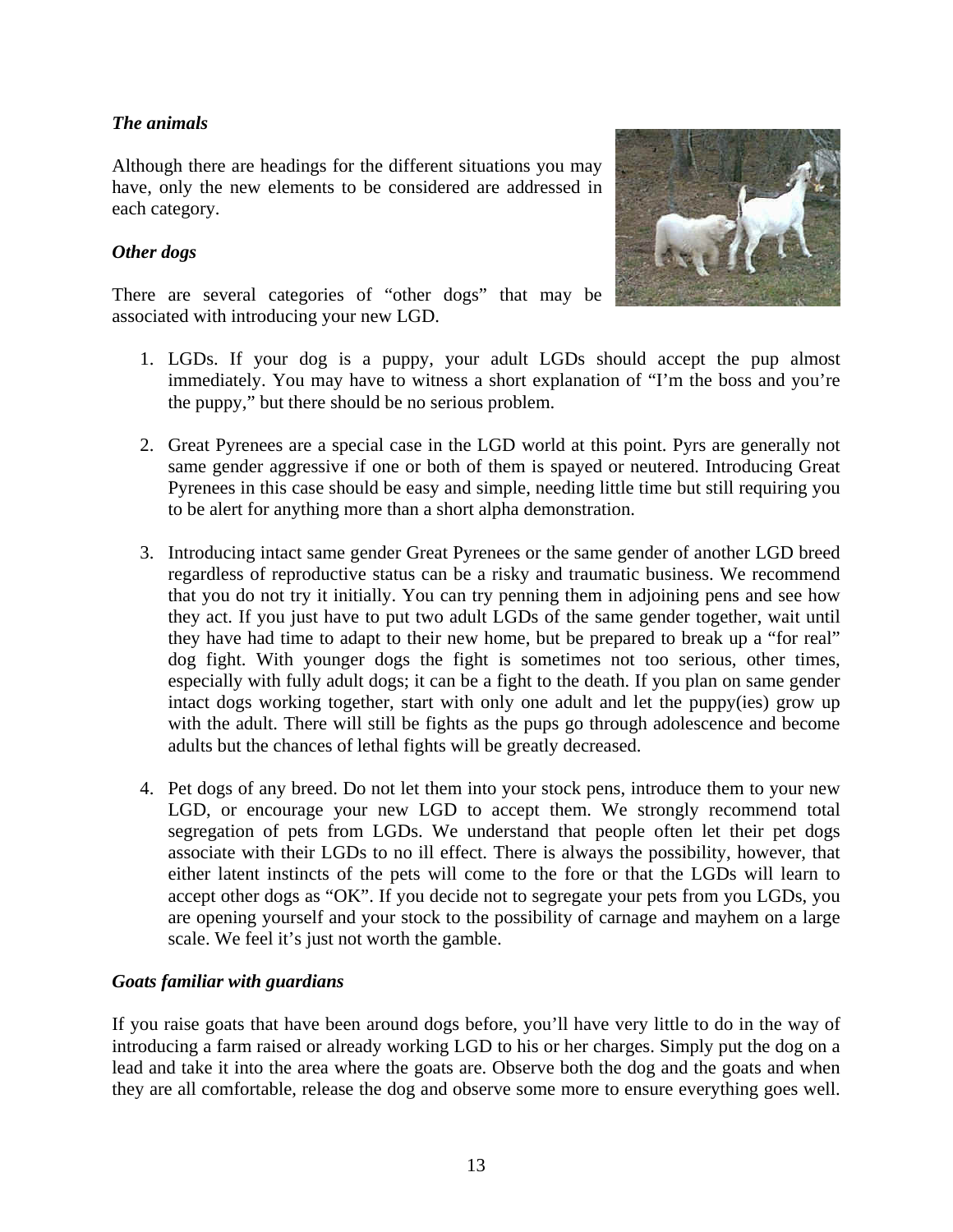### *The animals*

Although there are headings for the different situations you may have, only the new elements to be considered are addressed in each category.

### *Other dogs*

There are several categories of "other dogs" that may be associated with introducing your new LGD.

1. LGDs. If your dog is a puppy, your adult LGDs should accept the pup almost immediately. You may have to witness a short explanation of "I'm the boss and you're the puppy," but there should be no serious problem.

2. Great Pyrenees are a special case in the LGD world at this point. Pyrs are generally not same gender aggressive if one or both of them is spayed or neutered. Introducing Great Pyrenees in this case should be easy and simple, needing little time but still requiring you to be alert for anything more than a short alpha demonstration.

3. Introducing intact same gender Great Pyrenees or the same gender of another LGD breed regardless of reproductive status can be a risky and traumatic business. We recommend that you do not try it initially. You can try penning them in adjoining pens and see how they act. If you just have to put two adult LGDs of the same gender together, wait until they have had time to adapt to their new home, but be prepared to break up a "for real" dog fight. With younger dogs the fight is sometimes not too serious, other times, especially with fully adult dogs; it can be a fight to the death. If you plan on same gender intact dogs working together, start with only one adult and let the puppy(ies) grow up with the adult. There will still be fights as the pups go through adolescence and become adults but the chances of lethal fights will be greatly decreased.

4. Pet dogs of any breed. Do not let them into your stock pens, introduce them to your new LGD, or encourage your new LGD to accept them. We strongly recommend total segregation of pets from LGDs. We understand that people often let their pet dogs associate with their LGDs to no ill effect. There is always the possibility, however, that either latent instincts of the pets will come to the fore or that the LGDs will learn to accept other dogs as "OK". If you decide not to segregate your pets from you LGDs, you are opening yourself and your stock to the possibility of carnage and mayhem on a large scale. We feel it's just not worth the gamble.

### *Goats familiar with guardians*

If you raise goats that have been around dogs before, you'll have very little to do in the way of introducing a farm raised or already working LGD to his or her charges. Simply put the dog on a lead and take it into the area where the goats are. Observe both the dog and the goats and when they are all comfortable, release the dog and observe some more to ensure everything goes well.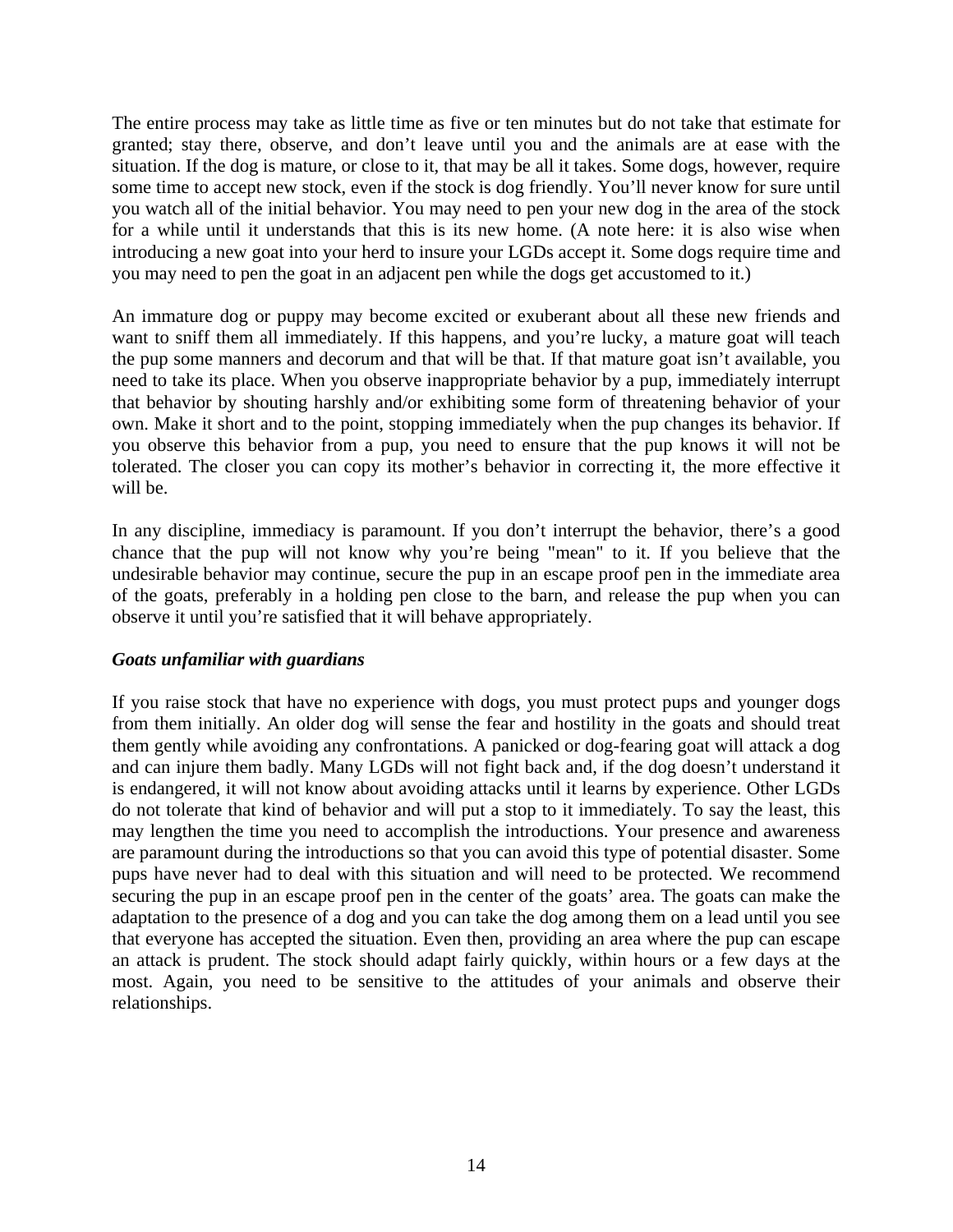The entire process may take as little time as five or ten minutes but do not take that estimate for granted; stay there, observe, and don't leave until you and the animals are at ease with the situation. If the dog is mature, or close to it, that may be all it takes. Some dogs, however, require some time to accept new stock, even if the stock is dog friendly. You'll never know for sure until you watch all of the initial behavior. You may need to pen your new dog in the area of the stock for a while until it understands that this is its new home. (A note here: it is also wise when introducing a new goat into your herd to insure your LGDs accept it. Some dogs require time and you may need to pen the goat in an adjacent pen while the dogs get accustomed to it.)

An immature dog or puppy may become excited or exuberant about all these new friends and want to sniff them all immediately. If this happens, and you're lucky, a mature goat will teach the pup some manners and decorum and that will be that. If that mature goat isn't available, you need to take its place. When you observe inappropriate behavior by a pup, immediately interrupt that behavior by shouting harshly and/or exhibiting some form of threatening behavior of your own. Make it short and to the point, stopping immediately when the pup changes its behavior. If you observe this behavior from a pup, you need to ensure that the pup knows it will not be tolerated. The closer you can copy its mother's behavior in correcting it, the more effective it will be.

In any discipline, immediacy is paramount. If you don't interrupt the behavior, there's a good chance that the pup will not know why you're being "mean" to it. If you believe that the undesirable behavior may continue, secure the pup in an escape proof pen in the immediate area of the goats, preferably in a holding pen close to the barn, and release the pup when you can observe it until you're satisfied that it will behave appropriately.

### *Goats unfamiliar with guardians*

If you raise stock that have no experience with dogs, you must protect pups and younger dogs from them initially. An older dog will sense the fear and hostility in the goats and should treat them gently while avoiding any confrontations. A panicked or dog-fearing goat will attack a dog and can injure them badly. Many LGDs will not fight back and, if the dog doesn't understand it is endangered, it will not know about avoiding attacks until it learns by experience. Other LGDs do not tolerate that kind of behavior and will put a stop to it immediately. To say the least, this may lengthen the time you need to accomplish the introductions. Your presence and awareness are paramount during the introductions so that you can avoid this type of potential disaster. Some pups have never had to deal with this situation and will need to be protected. We recommend securing the pup in an escape proof pen in the center of the goats' area. The goats can make the adaptation to the presence of a dog and you can take the dog among them on a lead until you see that everyone has accepted the situation. Even then, providing an area where the pup can escape an attack is prudent. The stock should adapt fairly quickly, within hours or a few days at the most. Again, you need to be sensitive to the attitudes of your animals and observe their relationships.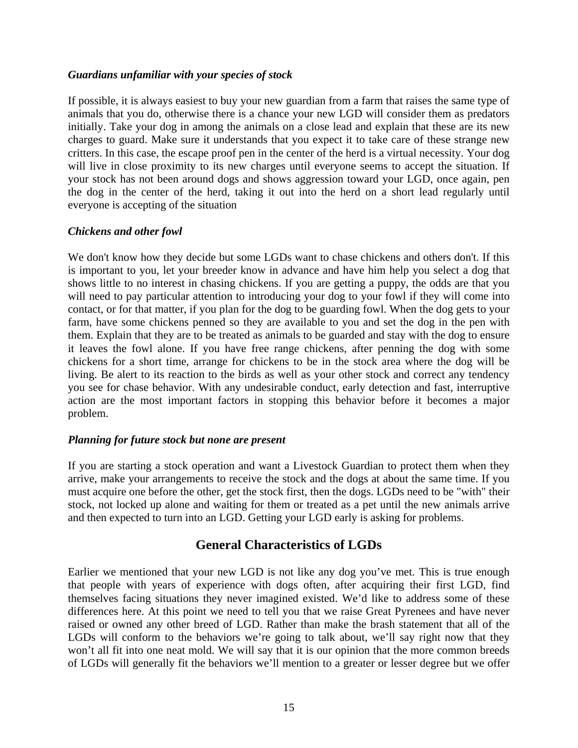*Guardians unfamiliar with your species of stock*

If possible, it is always easiest to buy your new guardian from a farm that raises the same type of animals that you do, otherwise there is a chance your new LGD will consider them as predators initially. Take your dog in among the animals on a close lead and explain that these are its new charges to guard. Make sure it understands that you expect it to take care of these strange new critters. In this case, the escape proof pen in the center of the herd is a virtual necessity. Your dog will live in close proximity to its new charges until everyone seems to accept the situation. If your stock has not been around dogs and shows aggression toward your LGD, once again, pen the dog in the center of the herd, taking it out into the herd on a short lead regularly until everyone is accepting of the situation

*Chickens and other fowl*

We don't know how they decide but some LGDs want to chase chickens and others don't. If this is important to you, let your breeder know in advance and have him help you select a dog that shows little to no interest in chasing chickens. If you are getting a puppy, the odds are that you will need to pay particular attention to introducing your dog to your fowl if they will come into contact, or for that matter, if you plan for the dog to be guarding fowl. When the dog gets to your farm, have some chickens penned so they are available to you and set the dog in the pen with them. Explain that they are to be treated as animals to be guarded and stay with the dog to ensure it leaves the fowl alone. If you have free range chickens, after penning the dog with some chickens for a short time, arrange for chickens to be in the stock area where the dog will be living. Be alert to its reaction to the birds as well as your other stock and correct any tendency you see for chase behavior. With any undesirable conduct, early detection and fast, interruptive action are the most important factors in stopping this behavior before it becomes a major problem.

*Planning for future stock but none are present*

If you are starting a stock operation and want a Livestock Guardian to protect them when they arrive, make your arrangements to receive the stock and the dogs at about the same time. If you must acquire one before the other, get the stock first, then the dogs. LGDs need to be "with" their stock, not locked up alone and waiting for them or treated as a pet until the new animals arrive and then expected to turn into an LGD. Getting your LGD early is asking for problems.

## General Characteristics of LGDs

Earlier we mentioned that your new LGD is not like any dog you've met. This is true enough that people with years of experience with dogs often, after acquiring their first LGD, find themselves facing situations they never imagined existed. We'd like to address some of these differences here. At this point we need to tell you that we raise Great Pyrenees and have never raised or owned any other breed of LGD. Rather than make the brash statement that all of the LGDs will conform to the behaviors we're going to talk about, we'll say right now that they won't all fit into one neat mold. We will say that it is our opinion that the more common breeds of LGDs will generally fit the behaviors we'll mention to a greater or lesser degree but we offer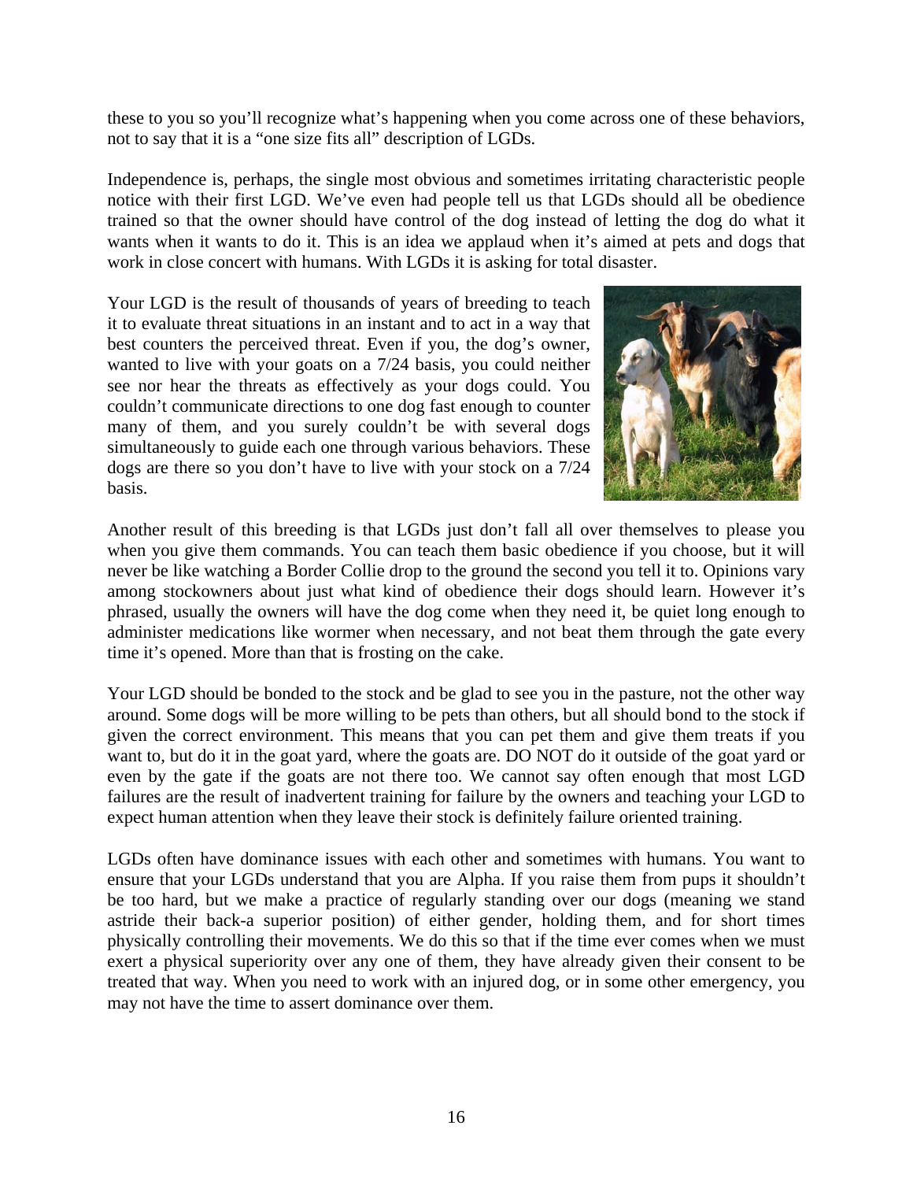these to you so you'll recognize what's happening when you come across one of these behaviors, not to say that it is a "one size fits all" description of LGDs.

Independence is, perhaps, the single most obvious and sometimes irritating characteristic people notice with their first LGD. We've even had people tell us that LGDs should all be obedience trained so that the owner should have control of the dog instead of letting the dog do what it wants when it wants to do it. This is an idea we applaud when it's aimed at pets and dogs that work in close concert with humans. With LGDs it is asking for total disaster.

Your LGD is the result of thousands of years of breeding to teach it to evaluate threat situations in an instant and to act in a way that best counters the perceived threat. Even if you, the dog's owner, wanted to live with your goats on a 7/24 basis, you could neither see nor hear the threats as effectively as your dogs could. You couldn't communicate directions to one dog fast enough to counter many of them, and you surely couldn't be with several dogs simultaneously to guide each one through various behaviors. These dogs are there so you don't have to live with your stock on a 7/24 basis.

Another result of this breeding is that LGDs just don't fall all over themselves to please you when you give them commands. You can teach them basic obedience if you choose, but it will never be like watching a Border Collie drop to the ground the second you tell it to. Opinions vary among stockowners about just what kind of obedience their dogs should learn. However it's phrased, usually the owners will have the dog come when they need it, be quiet long enough to administer medications like wormer when necessary, and not beat them through the gate every time it's opened. More than that is frosting on the cake.

Your LGD should be bonded to the stock and be glad to see you in the pasture, not the other way around. Some dogs will be more willing to be pets than others, but all should bond to the stock if given the correct environment. This means that you can pet them and give them treats if you want to, but do it in the goat yard, where the goats are. DO NOT do it outside of the goat yard or even by the gate if the goats are not there too. We cannot say often enough that most LGD failures are the result of inadvertent training for failure by the owners and teaching your LGD to expect human attention when they leave their stock is definitely failure oriented training.

LGDs often have dominance issues with each other and sometimes with humans. You want to ensure that your LGDs understand that you are Alpha. If you raise them from pups it shouldn't be too hard, but we make a practice of regularly standing over our dogs (meaning we stand astride their back-a superior position) of either gender, holding them, and for short times physically controlling their movements. We do this so that if the time ever comes when we must exert a physical superiority over any one of them, they have already given their consent to be treated that way. When you need to work with an injured dog, or in some other emergency, you may not have the time to assert dominance over them.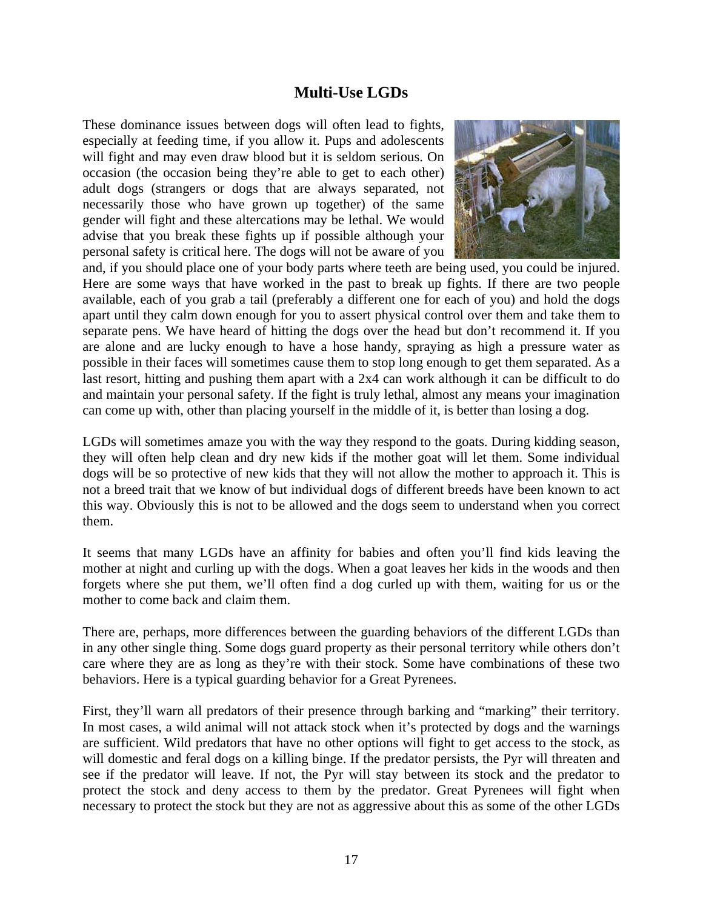## Multi-Use LGDs

These dominance issues between dogs will often lead to fights, especially at feeding time, if you allow it. Pups and adolescents will fight and may even draw blood but it is seldom serious. On occasion (the occasion being they're able to get to each other) adult dogs (strangers or dogs that are always separated, not necessarily those who have grown up together) of the same gender will fight and these altercations may be lethal. We would advise that you break these fights up if possible although your personal safety is critical here. The dogs will not be aware of you and, if you should place one of your body parts where teeth are being used, you could be injured. Here are some ways that have worked in the past to break up fights. If there are two people available, each of you grab a tail (preferably a different one for each of you) and hold the dogs apart until they calm down enough for you to assert physical control over them and take them to separate pens. We have heard of hitting the dogs over the head but don't recommend it. If you are alone and are lucky enough to have a hose handy, spraying as high a pressure water as possible in their faces will sometimes cause them to stop long enough to get them separated. As a last resort, hitting and pushing them apart with a 2x4 can work although it can be difficult to do and maintain your personal safety. If the fight is truly lethal, almost any means your imagination can come up with, other than placing yourself in the middle of it, is better than losing a dog.

LGDs will sometimes amaze you with the way they respond to the goats. During kidding season, they will often help clean and dry new kids if the mother goat will let them. Some individual dogs will be so protective of new kids that they will not allow the mother to approach it. This is not a breed trait that we know of but individual dogs of different breeds have been known to act this way. Obviously this is not to be allowed and the dogs seem to understand when you correct them.

It seems that many LGDs have an affinity for babies and often you'll find kids leaving the mother at night and curling up with the dogs. When a goat leaves her kids in the woods and then forgets where she put them, we'll often find a dog curled up with them, waiting for us or the mother to come back and claim them.

There are, perhaps, more differences between the guarding behaviors of the different LGDs than in any other single thing. Some dogs guard property as their personal territory while others don't care where they are as long as they're with their stock. Some have combinations of these two behaviors. Here is a typical guarding behavior for a Great Pyrenees.

First, they'll warn all predators of their presence through barking and "marking" their territory. In most cases, a wild animal will not attack stock when it's protected by dogs and the warnings are sufficient. Wild predators that have no other options will fight to get access to the stock, as will domestic and feral dogs on a killing binge. If the predator persists, the Pyr will threaten and see if the predator will leave. If not, the Pyr will stay between its stock and the predator to protect the stock and deny access to them by the predator. Great Pyrenees will fight when necessary to protect the stock but they are not as aggressive about this as some of the other LGDs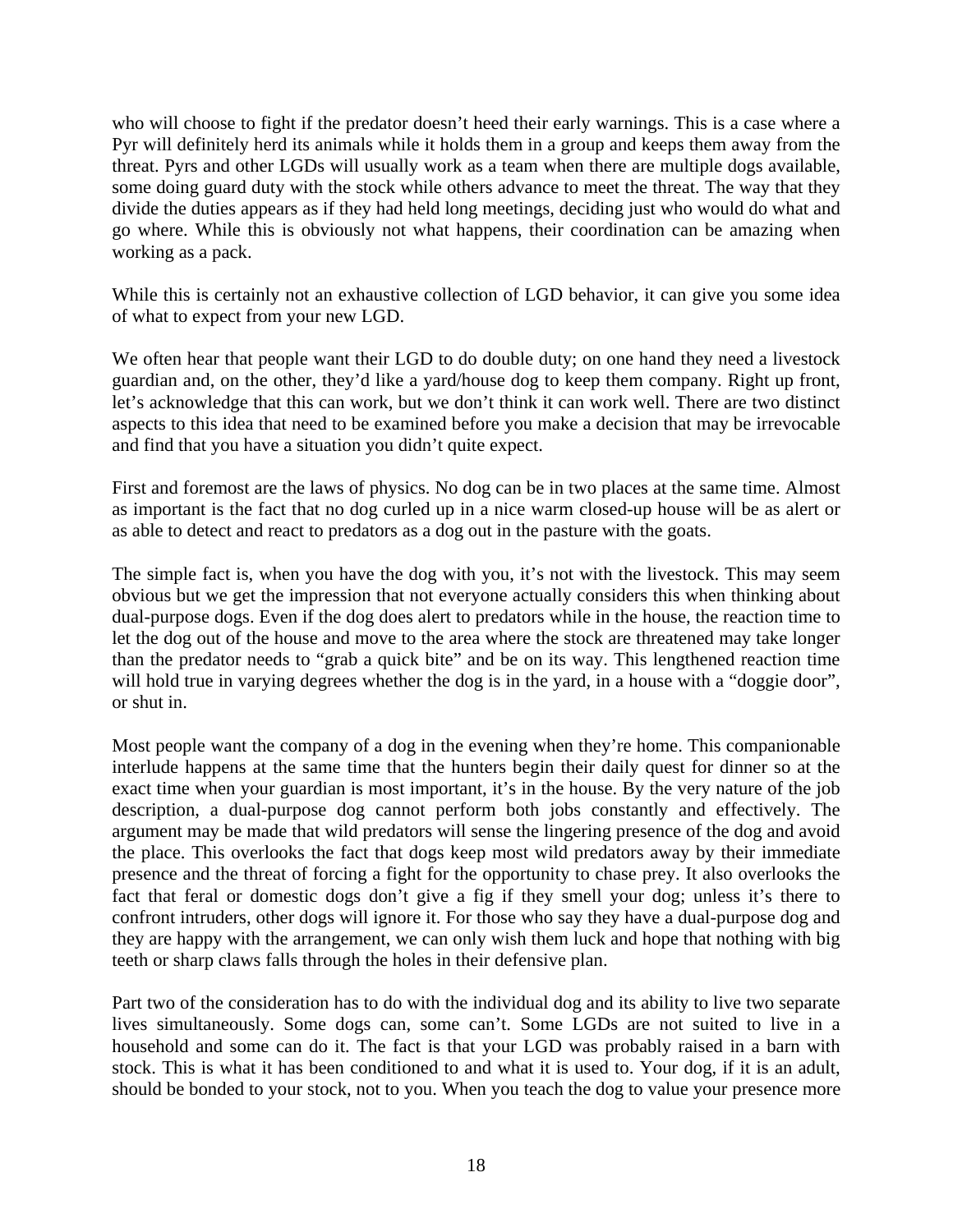who will choose to fight if the predator doesn't heed their early warnings. This is a case where a Pyr will definitely herd its animals while it holds them in a group and keeps them away from the threat. Pyrs and other LGDs will usually work as a team when there are multiple dogs available, some doing guard duty with the stock while others advance to meet the threat. The way that they divide the duties appears as if they had held long meetings, deciding just who would do what and go where. While this is obviously not what happens, their coordination can be amazing when working as a pack.

While this is certainly not an exhaustive collection of LGD behavior, it can give you some idea of what to expect from your new LGD.

We often hear that people want their LGD to do double duty; on one hand they need a livestock guardian and, on the other, they'd like a yard/house dog to keep them company. Right up front, let's acknowledge that this can work, but we don't think it can work well. There are two distinct aspects to this idea that need to be examined before you make a decision that may be irrevocable and find that you have a situation you didn't quite expect.

First and foremost are the laws of physics. No dog can be in two places at the same time. Almost as important is the fact that no dog curled up in a nice warm closed-up house will be as alert or as able to detect and react to predators as a dog out in the pasture with the goats.

The simple fact is, when you have the dog with you, it's not with the livestock. This may seem obvious but we get the impression that not everyone actually considers this when thinking about dual-purpose dogs. Even if the dog does alert to predators while in the house, the reaction time to let the dog out of the house and move to the area where the stock are threatened may take longer than the predator needs to "grab a quick bite" and be on its way. This lengthened reaction time will hold true in varying degrees whether the dog is in the yard, in a house with a "doggie door", or shut in.

Most people want the company of a dog in the evening when they're home. This companionable interlude happens at the same time that the hunters begin their daily quest for dinner so at the exact time when your guardian is most important, it's in the house. By the very nature of the job description, a dual-purpose dog cannot perform both jobs constantly and effectively. The argument may be made that wild predators will sense the lingering presence of the dog and avoid the place. This overlooks the fact that dogs keep most wild predators away by their immediate presence and the threat of forcing a fight for the opportunity to chase prey. It also overlooks the fact that feral or domestic dogs don't give a fig if they smell your dog; unless it's there to confront intruders, other dogs will ignore it. For those who say they have a dual-purpose dog and they are happy with the arrangement, we can only wish them luck and hope that nothing with big teeth or sharp claws falls through the holes in their defensive plan.

Part two of the consideration has to do with the individual dog and its ability to live two separate lives simultaneously. Some dogs can, some can't. Some LGDs are not suited to live in a household and some can do it. The fact is that your LGD was probably raised in a barn with stock. This is what it has been conditioned to and what it is used to. Your dog, if it is an adult, should be bonded to your stock, not to you. When you teach the dog to value your presence more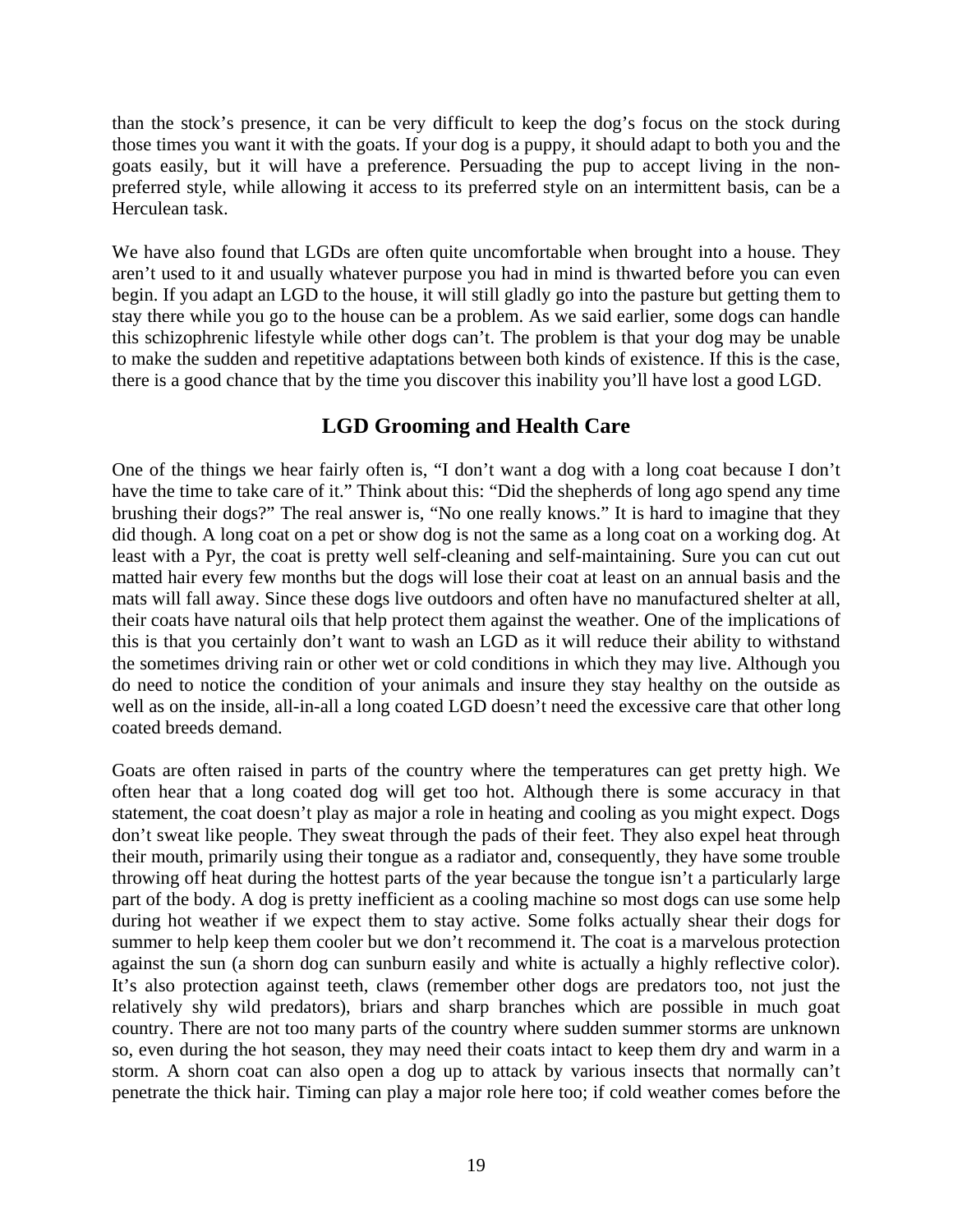than the stock's presence, it can be very difficult to keep the dog's focus on the stock during those times you want it with the goats. If your dog is a puppy, it should adapt to both you and the goats easily, but it will have a preference. Persuading the pup to accept living in the non-preferred style, while allowing it access to its preferred style on an intermittent basis, can be a Herculean task.

We have also found that LGDs are often quite uncomfortable when brought into a house. They aren't used to it and usually whatever purpose you had in mind is thwarted before you can even begin. If you adapt an LGD to the house, it will still gladly go into the pasture but getting them to stay there while you go to the house can be a problem. As we said earlier, some dogs can handle this schizophrenic lifestyle while other dogs can't. The problem is that your dog may be unable to make the sudden and repetitive adaptations between both kinds of existence. If this is the case, there is a good chance that by the time you discover this inability you'll have lost a good LGD.

## LGD Grooming and Health Care

One of the things we hear fairly often is, "I don't want a dog with a long coat because I don't have the time to take care of it." Think about this: "Did the shepherds of long ago spend any time brushing their dogs?" The real answer is, "No one really knows." It is hard to imagine that they did though. A long coat on a pet or show dog is not the same as a long coat on a working dog. At least with a Pyr, the coat is pretty well self-cleaning and self-maintaining. Sure you can cut out matted hair every few months but the dogs will lose their coat at least on an annual basis and the mats will fall away. Since these dogs live outdoors and often have no manufactured shelter at all, their coats have natural oils that help protect them against the weather. One of the implications of this is that you certainly don't want to wash an LGD as it will reduce their ability to withstand the sometimes driving rain or other wet or cold conditions in which they may live. Although you do need to notice the condition of your animals and insure they stay healthy on the outside as well as on the inside, all-in-all a long coated LGD doesn't need the excessive care that other long coated breeds demand.

Goats are often raised in parts of the country where the temperatures can get pretty high. We often hear that a long coated dog will get too hot. Although there is some accuracy in that statement, the coat doesn't play as major a role in heating and cooling as you might expect. Dogs don't sweat like people. They sweat through the pads of their feet. They also expel heat through their mouth, primarily using their tongue as a radiator and, consequently, they have some trouble throwing off heat during the hottest parts of the year because the tongue isn't a particularly large part of the body. A dog is pretty inefficient as a cooling machine so most dogs can use some help during hot weather if we expect them to stay active. Some folks actually shear their dogs for summer to help keep them cooler but we don't recommend it. The coat is a marvelous protection against the sun (a shorn dog can sunburn easily and white is actually a highly reflective color). It's also protection against teeth, claws (remember other dogs are predators too, not just the relatively shy wild predators), briars and sharp branches which are possible in much goat country. There are not too many parts of the country where sudden summer storms are unknown so, even during the hot season, they may need their coats intact to keep them dry and warm in a storm. A shorn coat can also open a dog up to attack by various insects that normally can't penetrate the thick hair. Timing can play a major role here too; if cold weather comes before the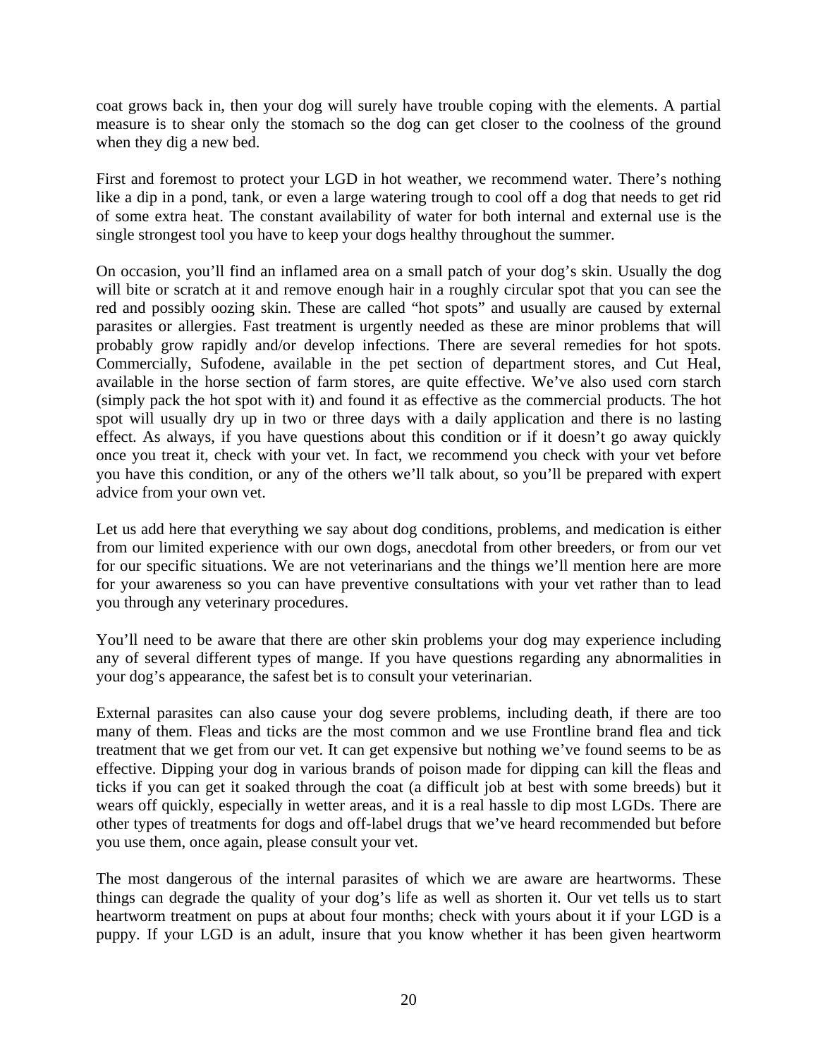coat grows back in, then your dog will surely have trouble coping with the elements. A partial measure is to shear only the stomach so the dog can get closer to the coolness of the ground when they dig a new bed.

First and foremost to protect your LGD in hot weather, we recommend water. There's nothing like a dip in a pond, tank, or even a large watering trough to cool off a dog that needs to get rid of some extra heat. The constant availability of water for both internal and external use is the single strongest tool you have to keep your dogs healthy throughout the summer.

On occasion, you'll find an inflamed area on a small patch of your dog's skin. Usually the dog will bite or scratch at it and remove enough hair in a roughly circular spot that you can see the red and possibly oozing skin. These are called "hot spots" and usually are caused by external parasites or allergies. Fast treatment is urgently needed as these are minor problems that will probably grow rapidly and/or develop infections. There are several remedies for hot spots. Commercially, Sufodene, available in the pet section of department stores, and Cut Heal, available in the horse section of farm stores, are quite effective. We've also used corn starch (simply pack the hot spot with it) and found it as effective as the commercial products. The hot spot will usually dry up in two or three days with a daily application and there is no lasting effect. As always, if you have questions about this condition or if it doesn't go away quickly once you treat it, check with your vet. In fact, we recommend you check with your vet before you have this condition, or any of the others we'll talk about, so you'll be prepared with expert advice from your own vet.

Let us add here that everything we say about dog conditions, problems, and medication is either from our limited experience with our own dogs, anecdotal from other breeders, or from our vet for our specific situations. We are not veterinarians and the things we'll mention here are more for your awareness so you can have preventive consultations with your vet rather than to lead you through any veterinary procedures.

You'll need to be aware that there are other skin problems your dog may experience including any of several different types of mange. If you have questions regarding any abnormalities in your dog's appearance, the safest bet is to consult your veterinarian.

External parasites can also cause your dog severe problems, including death, if there are too many of them. Fleas and ticks are the most common and we use Frontline brand flea and tick treatment that we get from our vet. It can get expensive but nothing we've found seems to be as effective. Dipping your dog in various brands of poison made for dipping can kill the fleas and ticks if you can get it soaked through the coat (a difficult job at best with some breeds) but it wears off quickly, especially in wetter areas, and it is a real hassle to dip most LGDs. There are other types of treatments for dogs and off-label drugs that we've heard recommended but before you use them, once again, please consult your vet.

The most dangerous of the internal parasites of which we are aware are heartworms. These things can degrade the quality of your dog's life as well as shorten it. Our vet tells us to start heartworm treatment on pups at about four months; check with yours about it if your LGD is a puppy. If your LGD is an adult, insure that you know whether it has been given heartworm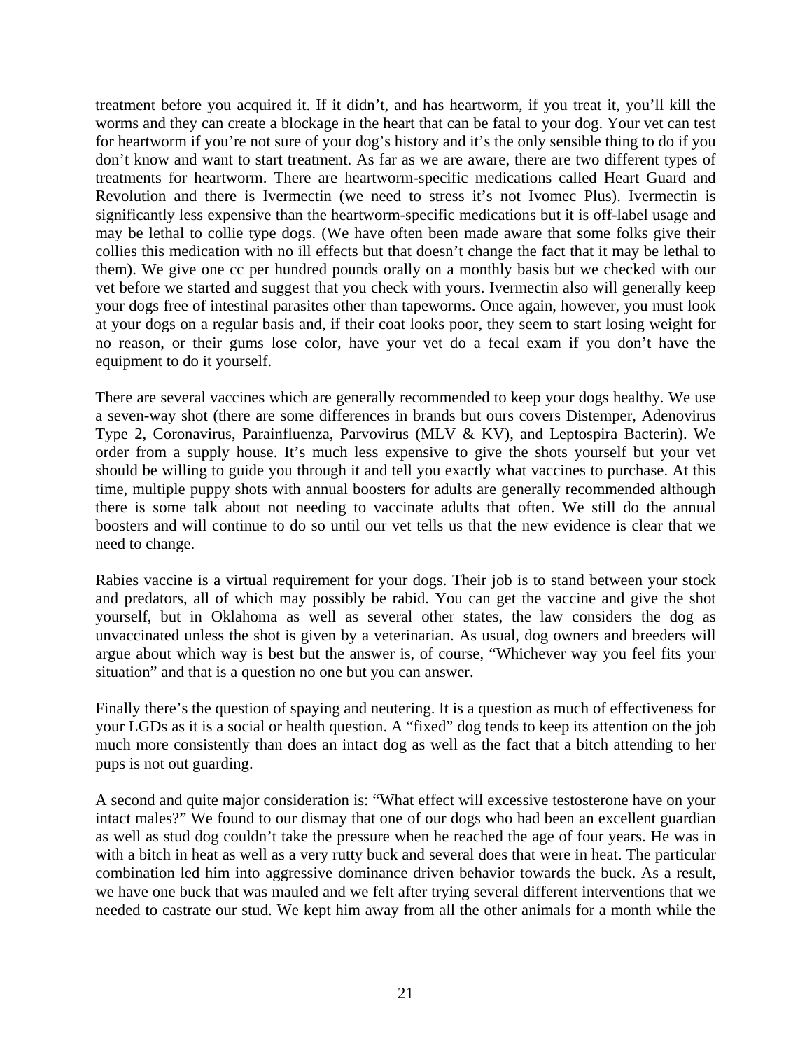treatment before you acquired it. If it didn't, and has heartworm, if you treat it, you'll kill the worms and they can create a blockage in the heart that can be fatal to your dog. Your vet can test for heartworm if you're not sure of your dog's history and it's the only sensible thing to do if you don't know and want to start treatment. As far as we are aware, there are two different types of treatments for heartworm. There are heartworm-specific medications called Heart Guard and Revolution and there is Ivermectin (we need to stress it's not Ivomec Plus). Ivermectin is significantly less expensive than the heartworm-specific medications but it is off-label usage and may be lethal to collie type dogs. (We have often been made aware that some folks give their collies this medication with no ill effects but that doesn't change the fact that it may be lethal to them). We give one cc per hundred pounds orally on a monthly basis but we checked with our vet before we started and suggest that you check with yours. Ivermectin also will generally keep your dogs free of intestinal parasites other than tapeworms. Once again, however, you must look at your dogs on a regular basis and, if their coat looks poor, they seem to start losing weight for no reason, or their gums lose color, have your vet do a fecal exam if you don't have the equipment to do it yourself.

There are several vaccines which are generally recommended to keep your dogs healthy. We use a seven-way shot (there are some differences in brands but ours covers Distemper, Adenovirus Type 2, Coronavirus, Parainfluenza, Parvovirus (MLV & KV), and Leptospira Bacterin). We order from a supply house. It's much less expensive to give the shots yourself but your vet should be willing to guide you through it and tell you exactly what vaccines to purchase. At this time, multiple puppy shots with annual boosters for adults are generally recommended although there is some talk about not needing to vaccinate adults that often. We still do the annual boosters and will continue to do so until our vet tells us that the new evidence is clear that we need to change.

Rabies vaccine is a virtual requirement for your dogs. Their job is to stand between your stock and predators, all of which may possibly be rabid. You can get the vaccine and give the shot yourself, but in Oklahoma as well as several other states, the law considers the dog as unvaccinated unless the shot is given by a veterinarian. As usual, dog owners and breeders will argue about which way is best but the answer is, of course, "Whichever way you feel fits your situation" and that is a question no one but you can answer.

Finally there's the question of spaying and neutering. It is a question as much of effectiveness for your LGDs as it is a social or health question. A "fixed" dog tends to keep its attention on the job much more consistently than does an intact dog as well as the fact that a bitch attending to her pups is not out guarding.

A second and quite major consideration is: "What effect will excessive testosterone have on your intact males?" We found to our dismay that one of our dogs who had been an excellent guardian as well as stud dog couldn't take the pressure when he reached the age of four years. He was in with a bitch in heat as well as a very rutty buck and several does that were in heat. The particular combination led him into aggressive dominance driven behavior towards the buck. As a result, we have one buck that was mauled and we felt after trying several different interventions that we needed to castrate our stud. We kept him away from all the other animals for a month while the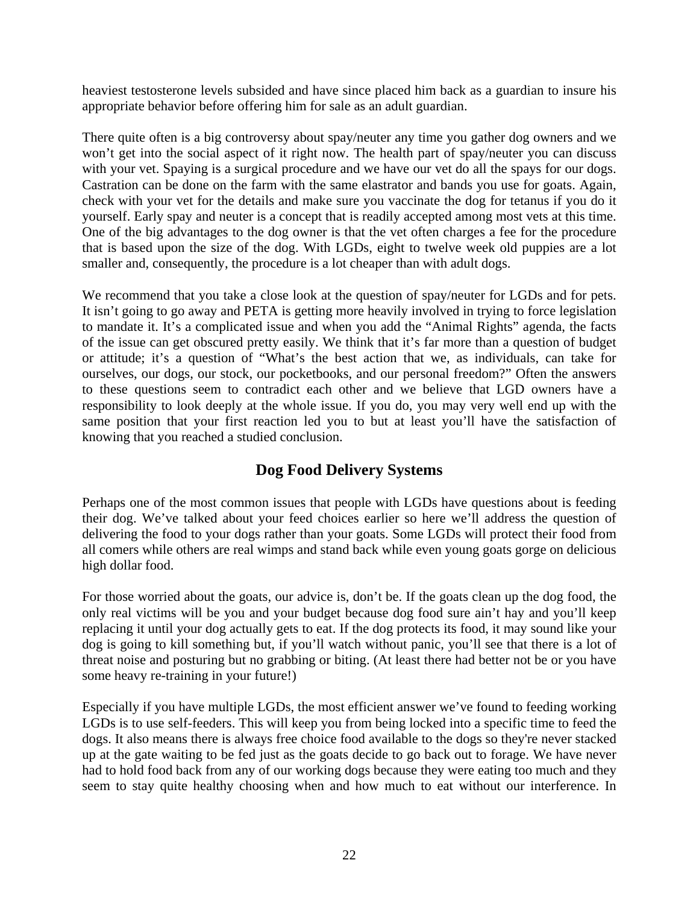heaviest testosterone levels subsided and have since placed him back as a guardian to insure his appropriate behavior before offering him for sale as an adult guardian.

There quite often is a big controversy about spay/neuter any time you gather dog owners and we won't get into the social aspect of it right now. The health part of spay/neuter you can discuss with your vet. Spaying is a surgical procedure and we have our vet do all the spays for our dogs. Castration can be done on the farm with the same elastrator and bands you use for goats. Again, check with your vet for the details and make sure you vaccinate the dog for tetanus if you do it yourself. Early spay and neuter is a concept that is readily accepted among most vets at this time. One of the big advantages to the dog owner is that the vet often charges a fee for the procedure that is based upon the size of the dog. With LGDs, eight to twelve week old puppies are a lot smaller and, consequently, the procedure is a lot cheaper than with adult dogs.

We recommend that you take a close look at the question of spay/neuter for LGDs and for pets. It isn't going to go away and PETA is getting more heavily involved in trying to force legislation to mandate it. It's a complicated issue and when you add the "Animal Rights" agenda, the facts of the issue can get obscured pretty easily. We think that it's far more than a question of budget or attitude; it's a question of "What's the best action that we, as individuals, can take for ourselves, our dogs, our stock, our pocketbooks, and our personal freedom?" Often the answers to these questions seem to contradict each other and we believe that LGD owners have a responsibility to look deeply at the whole issue. If you do, you may very well end up with the same position that your first reaction led you to but at least you'll have the satisfaction of knowing that you reached a studied conclusion.

## Dog Food Delivery Systems

Perhaps one of the most common issues that people with LGDs have questions about is feeding their dog. We've talked about your feed choices earlier so here we'll address the question of delivering the food to your dogs rather than your goats. Some LGDs will protect their food from all comers while others are real wimps and stand back while even young goats gorge on delicious high dollar food.

For those worried about the goats, our advice is, don't be. If the goats clean up the dog food, the only real victims will be you and your budget because dog food sure ain't hay and you'll keep replacing it until your dog actually gets to eat. If the dog protects its food, it may sound like your dog is going to kill something but, if you'll watch without panic, you'll see that there is a lot of threat noise and posturing but no grabbing or biting. (At least there had better not be or you have some heavy re-training in your future!)

Especially if you have multiple LGDs, the most efficient answer we've found to feeding working LGDs is to use self-feeders. This will keep you from being locked into a specific time to feed the dogs. It also means there is always free choice food available to the dogs so they're never stacked up at the gate waiting to be fed just as the goats decide to go back out to forage. We have never had to hold food back from any of our working dogs because they were eating too much and they seem to stay quite healthy choosing when and how much to eat without our interference. In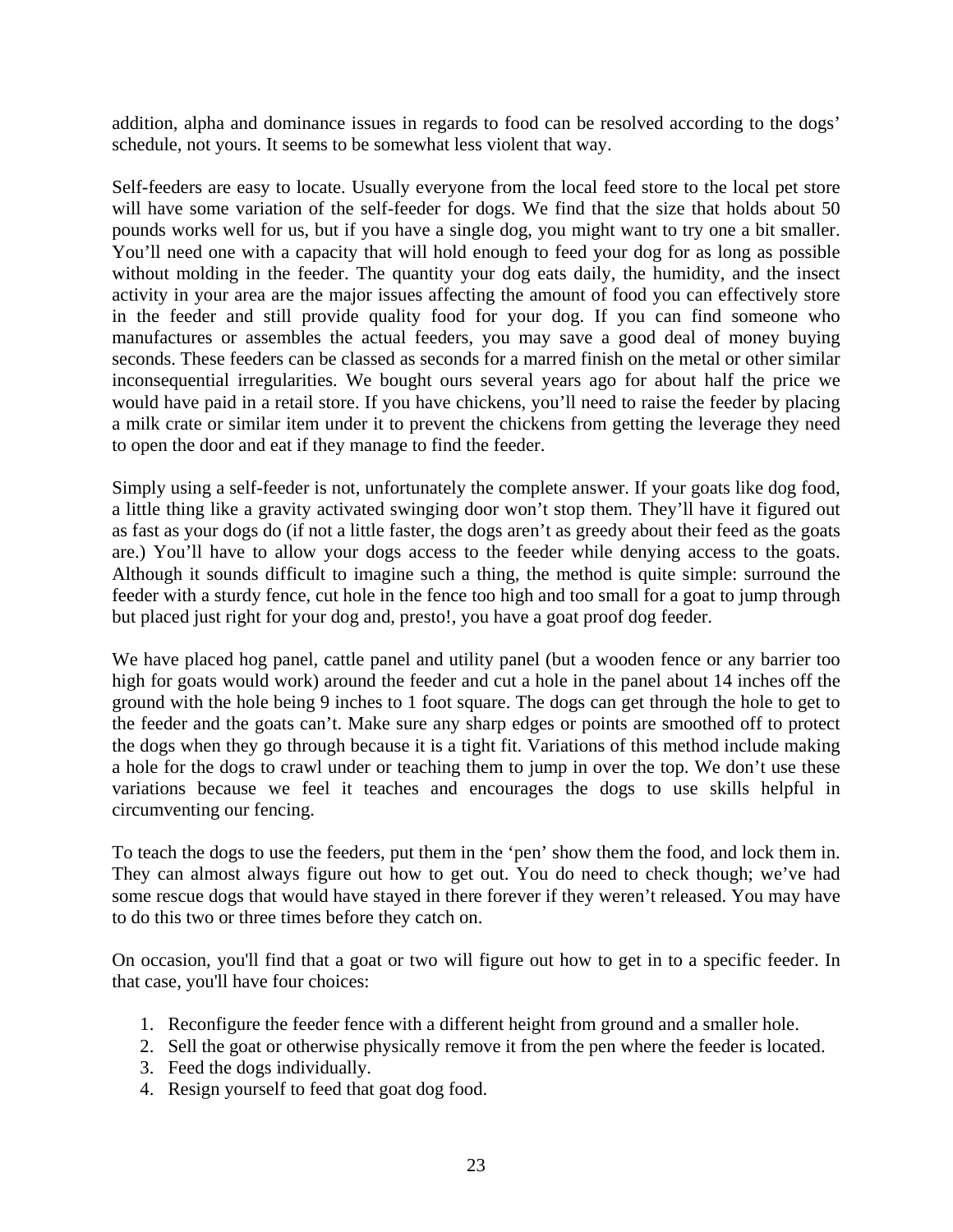addition, alpha and dominance issues in regards to food can be resolved according to the dogs' schedule, not yours. It seems to be somewhat less violent that way.

Self-feeders are easy to locate. Usually everyone from the local feed store to the local pet store will have some variation of the self-feeder for dogs. We find that the size that holds about 50 pounds works well for us, but if you have a single dog, you might want to try one a bit smaller. You'll need one with a capacity that will hold enough to feed your dog for as long as possible without molding in the feeder. The quantity your dog eats daily, the humidity, and the insect activity in your area are the major issues affecting the amount of food you can effectively store in the feeder and still provide quality food for your dog. If you can find someone who manufactures or assembles the actual feeders, you may save a good deal of money buying seconds. These feeders can be classed as seconds for a marred finish on the metal or other similar inconsequential irregularities. We bought ours several years ago for about half the price we would have paid in a retail store. If you have chickens, you'll need to raise the feeder by placing a milk crate or similar item under it to prevent the chickens from getting the leverage they need to open the door and eat if they manage to find the feeder.

Simply using a self-feeder is not, unfortunately the complete answer. If your goats like dog food, a little thing like a gravity activated swinging door won't stop them. They'll have it figured out as fast as your dogs do (if not a little faster, the dogs aren't as greedy about their feed as the goats are.) You'll have to allow your dogs access to the feeder while denying access to the goats. Although it sounds difficult to imagine such a thing, the method is quite simple: surround the feeder with a sturdy fence, cut hole in the fence too high and too small for a goat to jump through but placed just right for your dog and, presto!, you have a goat proof dog feeder.

We have placed hog panel, cattle panel and utility panel (but a wooden fence or any barrier too high for goats would work) around the feeder and cut a hole in the panel about 14 inches off the ground with the hole being 9 inches to 1 foot square. The dogs can get through the hole to get to the feeder and the goats can't. Make sure any sharp edges or points are smoothed off to protect the dogs when they go through because it is a tight fit. Variations of this method include making a hole for the dogs to crawl under or teaching them to jump in over the top. We don't use these variations because we feel it teaches and encourages the dogs to use skills helpful in circumventing our fencing.

To teach the dogs to use the feeders, put them in the 'pen' show them the food, and lock them in. They can almost always figure out how to get out. You do need to check though; we've had some rescue dogs that would have stayed in there forever if they weren't released. You may have to do this two or three times before they catch on.

On occasion, you'll find that a goat or two will figure out how to get in to a specific feeder. In that case, you'll have four choices:

1. Reconfigure the feeder fence with a different height from ground and a smaller hole.
2. Sell the goat or otherwise physically remove it from the pen where the feeder is located.
3. Feed the dogs individually.
4. Resign yourself to feed that goat dog food.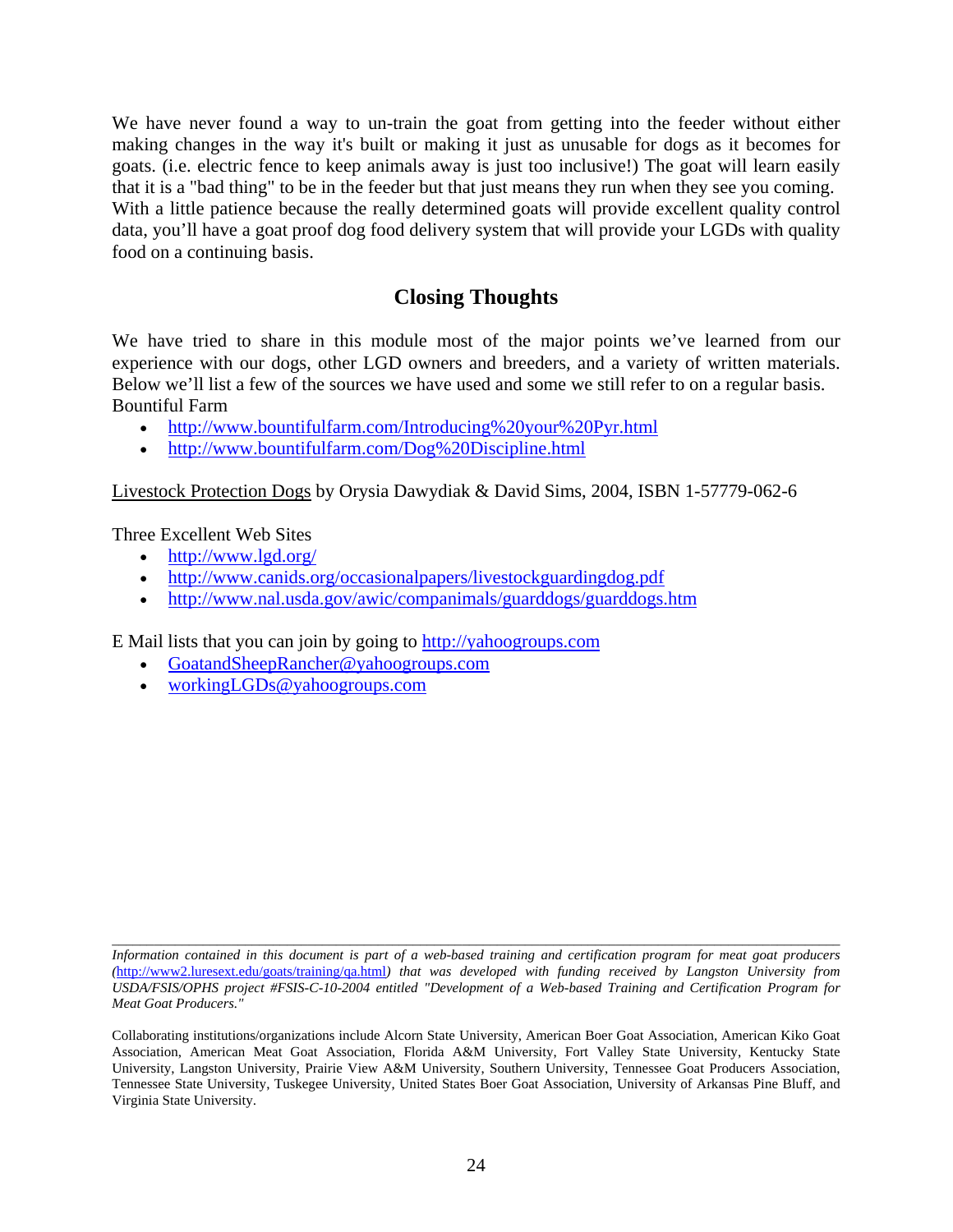We have never found a way to un-train the goat from getting into the feeder without either making changes in the way it's built or making it just as unusable for dogs as it becomes for goats. (i.e. electric fence to keep animals away is just too inclusive!) The goat will learn easily that it is a "bad thing" to be in the feeder but that just means they run when they see you coming. With a little patience because the really determined goats will provide excellent quality control data, you'll have a goat proof dog food delivery system that will provide your LGDs with quality food on a continuing basis.

## Closing Thoughts

We have tried to share in this module most of the major points we've learned from our experience with our dogs, other LGD owners and breeders, and a variety of written materials. Below we'll list a few of the sources we have used and some we still refer to on a regular basis.
Bountiful Farm

- http://www.bountifulfarm.com/Introducing%20your%20Pyr.html
- http://www.bountifulfarm.com/Dog%20Discipline.html

Livestock Protection Dogs by Orysia Dawydiak & David Sims, 2004, ISBN 1-57779-062-6

Three Excellent Web Sites

- http://www.lgd.org/
- http://www.canids.org/occasionalpapers/livestockguardingdog.pdf
- http://www.nal.usda.gov/awic/companimals/guarddogs/guarddogs.htm

E Mail lists that you can join by going to http://yahoogroups.com

- GoatandSheepRancher@yahoogroups.com
- workingLGDs@yahoogroups.com

---

*Information contained in this document is part of a web-based training and certification program for meat goat producers (http://www2.luresext.edu/goats/training/qa.html) that was developed with funding received by Langston University from USDA/FSIS/OPHS project #FSIS-C-10-2004 entitled "Development of a Web-based Training and Certification Program for Meat Goat Producers."*

Collaborating institutions/organizations include Alcorn State University, American Boer Goat Association, American Kiko Goat Association, American Meat Goat Association, Florida A&M University, Fort Valley State University, Kentucky State University, Langston University, Prairie View A&M University, Southern University, Tennessee Goat Producers Association, Tennessee State University, Tuskegee University, United States Boer Goat Association, University of Arkansas Pine Bluff, and Virginia State University.